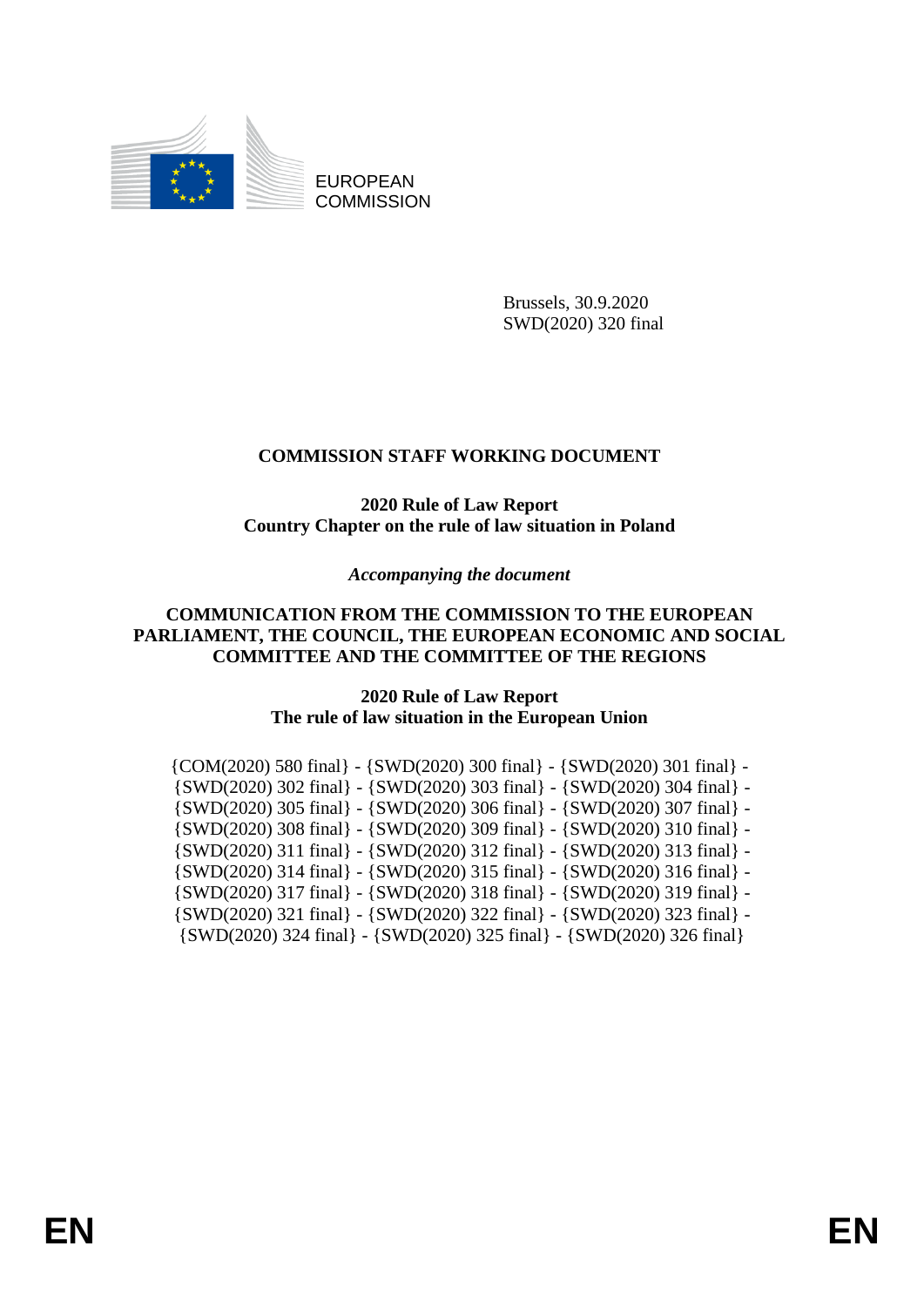EUROPEAN COMMISSION

Brussels, 30.9.2020
SWD(2020) 320 final

# COMMISSION STAFF WORKING DOCUMENT

## 2020 Rule of Law Report
## Country Chapter on the rule of law situation in Poland

*Accompanying the document*

## COMMUNICATION FROM THE COMMISSION TO THE EUROPEAN PARLIAMENT, THE COUNCIL, THE EUROPEAN ECONOMIC AND SOCIAL COMMITTEE AND THE COMMITTEE OF THE REGIONS

## 2020 Rule of Law Report
## The rule of law situation in the European Union

{COM(2020) 580 final} - {SWD(2020) 300 final} - {SWD(2020) 301 final} - {SWD(2020) 302 final} - {SWD(2020) 303 final} - {SWD(2020) 304 final} - {SWD(2020) 305 final} - {SWD(2020) 306 final} - {SWD(2020) 307 final} - {SWD(2020) 308 final} - {SWD(2020) 309 final} - {SWD(2020) 310 final} - {SWD(2020) 311 final} - {SWD(2020) 312 final} - {SWD(2020) 313 final} - {SWD(2020) 314 final} - {SWD(2020) 315 final} - {SWD(2020) 316 final} - {SWD(2020) 317 final} - {SWD(2020) 318 final} - {SWD(2020) 319 final} - {SWD(2020) 321 final} - {SWD(2020) 322 final} - {SWD(2020) 323 final} - {SWD(2020) 324 final} - {SWD(2020) 325 final} - {SWD(2020) 326 final}

EN EN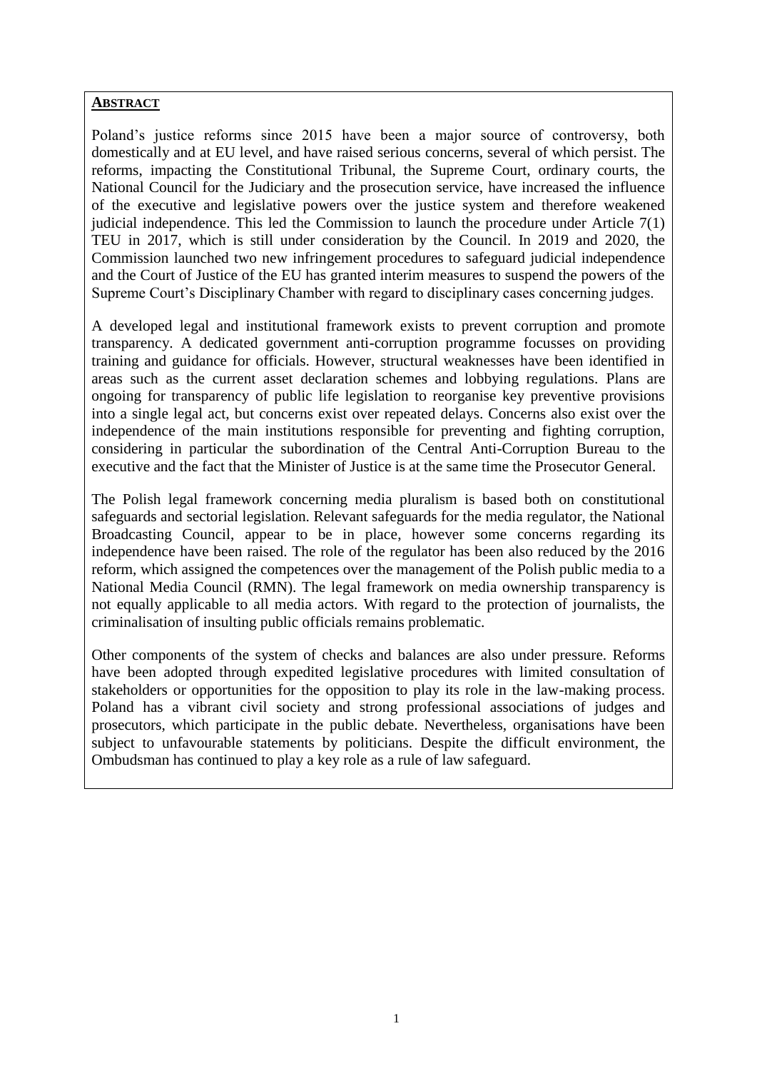## ABSTRACT

Poland's justice reforms since 2015 have been a major source of controversy, both domestically and at EU level, and have raised serious concerns, several of which persist. The reforms, impacting the Constitutional Tribunal, the Supreme Court, ordinary courts, the National Council for the Judiciary and the prosecution service, have increased the influence of the executive and legislative powers over the justice system and therefore weakened judicial independence. This led the Commission to launch the procedure under Article 7(1) TEU in 2017, which is still under consideration by the Council. In 2019 and 2020, the Commission launched two new infringement procedures to safeguard judicial independence and the Court of Justice of the EU has granted interim measures to suspend the powers of the Supreme Court's Disciplinary Chamber with regard to disciplinary cases concerning judges.

A developed legal and institutional framework exists to prevent corruption and promote transparency. A dedicated government anti-corruption programme focusses on providing training and guidance for officials. However, structural weaknesses have been identified in areas such as the current asset declaration schemes and lobbying regulations. Plans are ongoing for transparency of public life legislation to reorganise key preventive provisions into a single legal act, but concerns exist over repeated delays. Concerns also exist over the independence of the main institutions responsible for preventing and fighting corruption, considering in particular the subordination of the Central Anti-Corruption Bureau to the executive and the fact that the Minister of Justice is at the same time the Prosecutor General.

The Polish legal framework concerning media pluralism is based both on constitutional safeguards and sectorial legislation. Relevant safeguards for the media regulator, the National Broadcasting Council, appear to be in place, however some concerns regarding its independence have been raised. The role of the regulator has been also reduced by the 2016 reform, which assigned the competences over the management of the Polish public media to a National Media Council (RMN). The legal framework on media ownership transparency is not equally applicable to all media actors. With regard to the protection of journalists, the criminalisation of insulting public officials remains problematic.

Other components of the system of checks and balances are also under pressure. Reforms have been adopted through expedited legislative procedures with limited consultation of stakeholders or opportunities for the opposition to play its role in the law-making process. Poland has a vibrant civil society and strong professional associations of judges and prosecutors, which participate in the public debate. Nevertheless, organisations have been subject to unfavourable statements by politicians. Despite the difficult environment, the Ombudsman has continued to play a key role as a rule of law safeguard.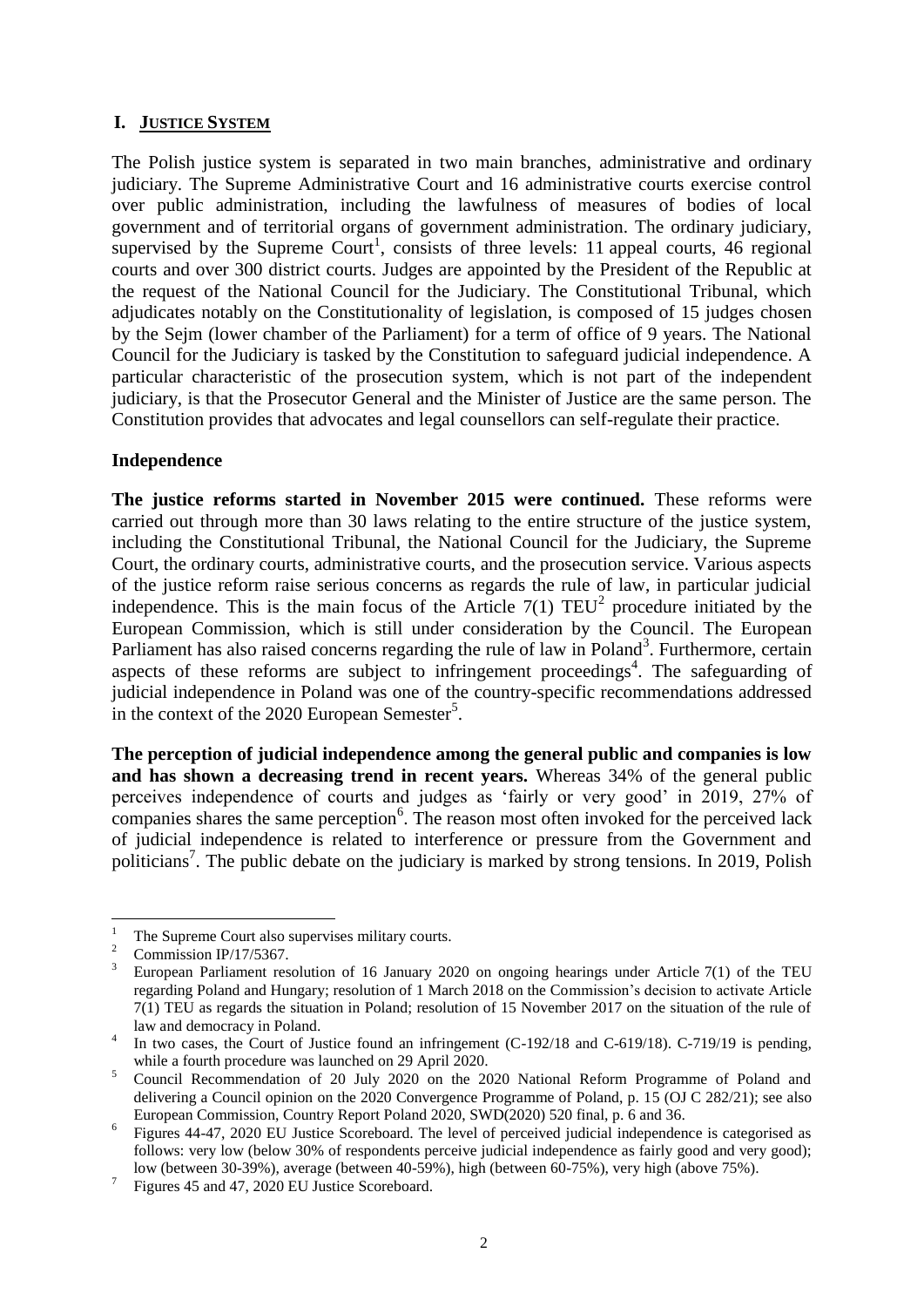## I. JUSTICE SYSTEM

The Polish justice system is separated in two main branches, administrative and ordinary judiciary. The Supreme Administrative Court and 16 administrative courts exercise control over public administration, including the lawfulness of measures of bodies of local government and of territorial organs of government administration. The ordinary judiciary, supervised by the Supreme Court[1], consists of three levels: 11 appeal courts, 46 regional courts and over 300 district courts. Judges are appointed by the President of the Republic at the request of the National Council for the Judiciary. The Constitutional Tribunal, which adjudicates notably on the Constitutionality of legislation, is composed of 15 judges chosen by the Sejm (lower chamber of the Parliament) for a term of office of 9 years. The National Council for the Judiciary is tasked by the Constitution to safeguard judicial independence. A particular characteristic of the prosecution system, which is not part of the independent judiciary, is that the Prosecutor General and the Minister of Justice are the same person. The Constitution provides that advocates and legal counsellors can self-regulate their practice.

### Independence

**The justice reforms started in November 2015 were continued.** These reforms were carried out through more than 30 laws relating to the entire structure of the justice system, including the Constitutional Tribunal, the National Council for the Judiciary, the Supreme Court, the ordinary courts, administrative courts, and the prosecution service. Various aspects of the justice reform raise serious concerns as regards the rule of law, in particular judicial independence. This is the main focus of the Article 7(1) TEU[2] procedure initiated by the European Commission, which is still under consideration by the Council. The European Parliament has also raised concerns regarding the rule of law in Poland[3]. Furthermore, certain aspects of these reforms are subject to infringement proceedings[4]. The safeguarding of judicial independence in Poland was one of the country-specific recommendations addressed in the context of the 2020 European Semester[5].

**The perception of judicial independence among the general public and companies is low and has shown a decreasing trend in recent years.** Whereas 34% of the general public perceives independence of courts and judges as 'fairly or very good' in 2019, 27% of companies shares the same perception[6]. The reason most often invoked for the perceived lack of judicial independence is related to interference or pressure from the Government and politicians[7]. The public debate on the judiciary is marked by strong tensions. In 2019, Polish

---

[1] The Supreme Court also supervises military courts.

[2] Commission IP/17/5367.

[3] European Parliament resolution of 16 January 2020 on ongoing hearings under Article 7(1) of the TEU regarding Poland and Hungary; resolution of 1 March 2018 on the Commission's decision to activate Article 7(1) TEU as regards the situation in Poland; resolution of 15 November 2017 on the situation of the rule of law and democracy in Poland.

[4] In two cases, the Court of Justice found an infringement (C-192/18 and C-619/18). C-719/19 is pending, while a fourth procedure was launched on 29 April 2020.

[5] Council Recommendation of 20 July 2020 on the 2020 National Reform Programme of Poland and delivering a Council opinion on the 2020 Convergence Programme of Poland, p. 15 (OJ C 282/21); see also European Commission, Country Report Poland 2020, SWD(2020) 520 final, p. 6 and 36.

[6] Figures 44-47, 2020 EU Justice Scoreboard. The level of perceived judicial independence is categorised as follows: very low (below 30% of respondents perceive judicial independence as fairly good and very good); low (between 30-39%), average (between 40-59%), high (between 60-75%), very high (above 75%).

[7] Figures 45 and 47, 2020 EU Justice Scoreboard.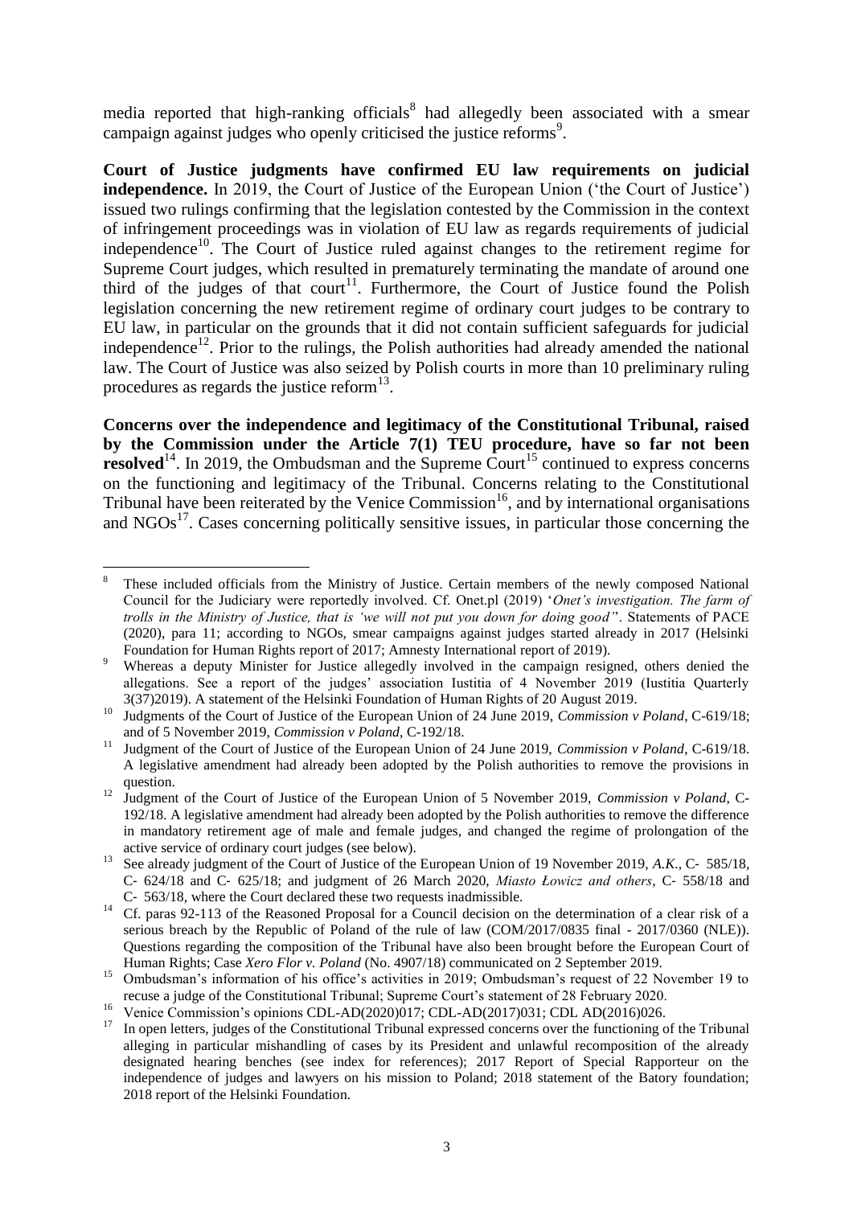media reported that high-ranking officials[8] had allegedly been associated with a smear campaign against judges who openly criticised the justice reforms[9].

**Court of Justice judgments have confirmed EU law requirements on judicial independence.** In 2019, the Court of Justice of the European Union ('the Court of Justice') issued two rulings confirming that the legislation contested by the Commission in the context of infringement proceedings was in violation of EU law as regards requirements of judicial independence[10]. The Court of Justice ruled against changes to the retirement regime for Supreme Court judges, which resulted in prematurely terminating the mandate of around one third of the judges of that court[11]. Furthermore, the Court of Justice found the Polish legislation concerning the new retirement regime of ordinary court judges to be contrary to EU law, in particular on the grounds that it did not contain sufficient safeguards for judicial independence[12]. Prior to the rulings, the Polish authorities had already amended the national law. The Court of Justice was also seized by Polish courts in more than 10 preliminary ruling procedures as regards the justice reform[13].

**Concerns over the independence and legitimacy of the Constitutional Tribunal, raised by the Commission under the Article 7(1) TEU procedure, have so far not been resolved**[14]. In 2019, the Ombudsman and the Supreme Court[15] continued to express concerns on the functioning and legitimacy of the Tribunal. Concerns relating to the Constitutional Tribunal have been reiterated by the Venice Commission[16], and by international organisations and NGOs[17]. Cases concerning politically sensitive issues, in particular those concerning the

---

[8] These included officials from the Ministry of Justice. Certain members of the newly composed National Council for the Judiciary were reportedly involved. Cf. Onet.pl (2019) '*Onet's investigation. The farm of trolls in the Ministry of Justice, that is 'we will not put you down for doing good'*'. Statements of PACE (2020), para 11; according to NGOs, smear campaigns against judges started already in 2017 (Helsinki Foundation for Human Rights report of 2017; Amnesty International report of 2019).

[9] Whereas a deputy Minister for Justice allegedly involved in the campaign resigned, others denied the allegations. See a report of the judges' association Iustitia of 4 November 2019 (Iustitia Quarterly 3(37)2019). A statement of the Helsinki Foundation of Human Rights of 20 August 2019.

[10] Judgments of the Court of Justice of the European Union of 24 June 2019, *Commission v Poland*, C-619/18; and of 5 November 2019, *Commission v Poland*, C-192/18.

[11] Judgment of the Court of Justice of the European Union of 24 June 2019, *Commission v Poland*, C-619/18. A legislative amendment had already been adopted by the Polish authorities to remove the provisions in question.

[12] Judgment of the Court of Justice of the European Union of 5 November 2019, *Commission v Poland*, C-192/18. A legislative amendment had already been adopted by the Polish authorities to remove the difference in mandatory retirement age of male and female judges, and changed the regime of prolongation of the active service of ordinary court judges (see below).

[13] See already judgment of the Court of Justice of the European Union of 19 November 2019, *A.K.*, C- 585/18, C- 624/18 and C- 625/18; and judgment of 26 March 2020, *Miasto Łowicz and others*, C- 558/18 and C- 563/18, where the Court declared these two requests inadmissible.

[14] Cf. paras 92-113 of the Reasoned Proposal for a Council decision on the determination of a clear risk of a serious breach by the Republic of Poland of the rule of law (COM/2017/0835 final - 2017/0360 (NLE)). Questions regarding the composition of the Tribunal have also been brought before the European Court of Human Rights; Case *Xero Flor v. Poland* (No. 4907/18) communicated on 2 September 2019.

[15] Ombudsman's information of his office's activities in 2019; Ombudsman's request of 22 November 19 to recuse a judge of the Constitutional Tribunal; Supreme Court's statement of 28 February 2020.

[16] Venice Commission's opinions CDL-AD(2020)017; CDL-AD(2017)031; CDL AD(2016)026.

[17] In open letters, judges of the Constitutional Tribunal expressed concerns over the functioning of the Tribunal alleging in particular mishandling of cases by its President and unlawful recomposition of the already designated hearing benches (see index for references); 2017 Report of Special Rapporteur on the independence of judges and lawyers on his mission to Poland; 2018 statement of the Batory foundation; 2018 report of the Helsinki Foundation.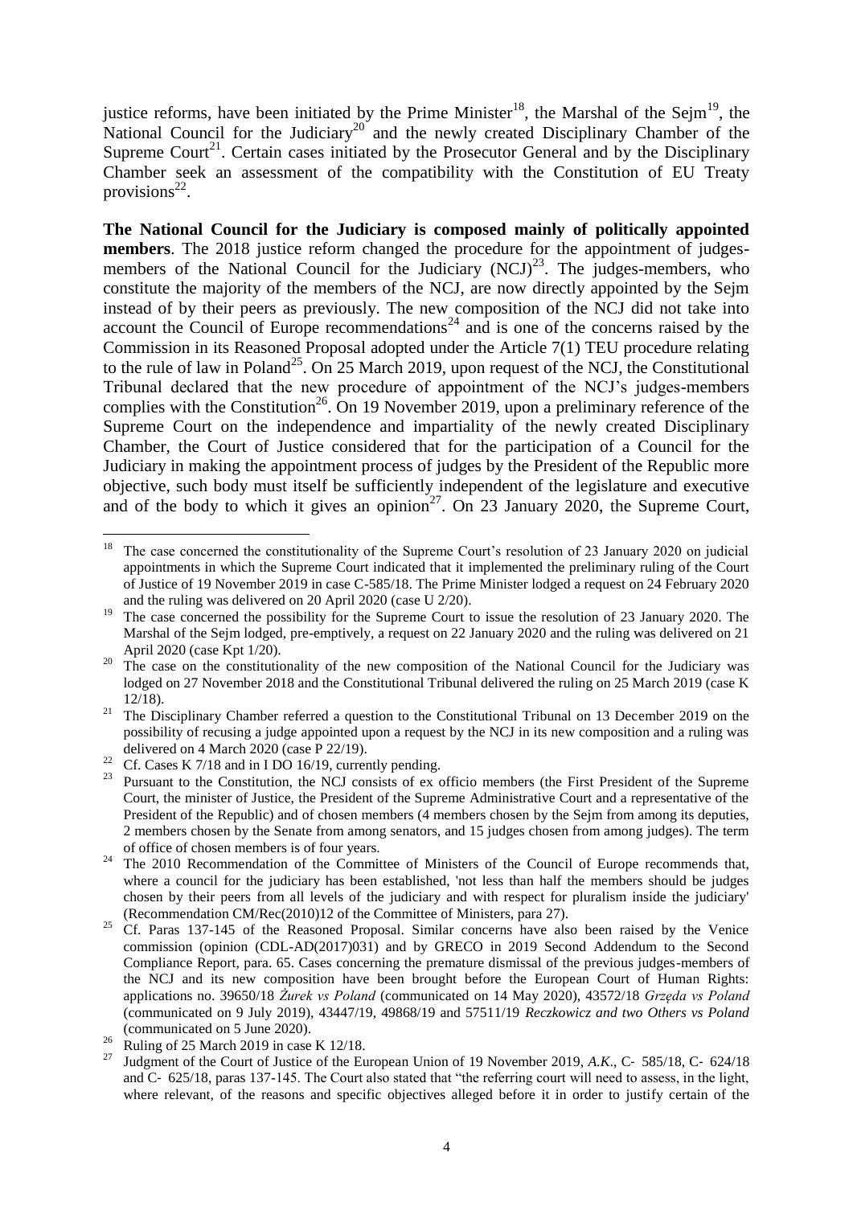justice reforms, have been initiated by the Prime Minister[18], the Marshal of the Sejm[19], the National Council for the Judiciary[20] and the newly created Disciplinary Chamber of the Supreme Court[21]. Certain cases initiated by the Prosecutor General and by the Disciplinary Chamber seek an assessment of the compatibility with the Constitution of EU Treaty provisions[22].

**The National Council for the Judiciary is composed mainly of politically appointed members**. The 2018 justice reform changed the procedure for the appointment of judges-members of the National Council for the Judiciary (NCJ)[23]. The judges-members, who constitute the majority of the members of the NCJ, are now directly appointed by the Sejm instead of by their peers as previously. The new composition of the NCJ did not take into account the Council of Europe recommendations[24] and is one of the concerns raised by the Commission in its Reasoned Proposal adopted under the Article 7(1) TEU procedure relating to the rule of law in Poland[25]. On 25 March 2019, upon request of the NCJ, the Constitutional Tribunal declared that the new procedure of appointment of the NCJ's judges-members complies with the Constitution[26]. On 19 November 2019, upon a preliminary reference of the Supreme Court on the independence and impartiality of the newly created Disciplinary Chamber, the Court of Justice considered that for the participation of a Council for the Judiciary in making the appointment process of judges by the President of the Republic more objective, such body must itself be sufficiently independent of the legislature and executive and of the body to which it gives an opinion[27]. On 23 January 2020, the Supreme Court,

---

[18] The case concerned the constitutionality of the Supreme Court's resolution of 23 January 2020 on judicial appointments in which the Supreme Court indicated that it implemented the preliminary ruling of the Court of Justice of 19 November 2019 in case C-585/18. The Prime Minister lodged a request on 24 February 2020 and the ruling was delivered on 20 April 2020 (case U 2/20).

[19] The case concerned the possibility for the Supreme Court to issue the resolution of 23 January 2020. The Marshal of the Sejm lodged, pre-emptively, a request on 22 January 2020 and the ruling was delivered on 21 April 2020 (case Kpt 1/20).

[20] The case on the constitutionality of the new composition of the National Council for the Judiciary was lodged on 27 November 2018 and the Constitutional Tribunal delivered the ruling on 25 March 2019 (case K 12/18).

[21] The Disciplinary Chamber referred a question to the Constitutional Tribunal on 13 December 2019 on the possibility of recusing a judge appointed upon a request by the NCJ in its new composition and a ruling was delivered on 4 March 2020 (case P 22/19).

[22] Cf. Cases K 7/18 and in I DO 16/19, currently pending.

[23] Pursuant to the Constitution, the NCJ consists of ex officio members (the First President of the Supreme Court, the minister of Justice, the President of the Supreme Administrative Court and a representative of the President of the Republic) and of chosen members (4 members chosen by the Sejm from among its deputies, 2 members chosen by the Senate from among senators, and 15 judges chosen from among judges). The term of office of chosen members is of four years.

[24] The 2010 Recommendation of the Committee of Ministers of the Council of Europe recommends that, where a council for the judiciary has been established, 'not less than half the members should be judges chosen by their peers from all levels of the judiciary and with respect for pluralism inside the judiciary' (Recommendation CM/Rec(2010)12 of the Committee of Ministers, para 27).

[25] Cf. Paras 137-145 of the Reasoned Proposal. Similar concerns have also been raised by the Venice commission (opinion (CDL-AD(2017)031) and by GRECO in 2019 Second Addendum to the Second Compliance Report, para. 65. Cases concerning the premature dismissal of the previous judges-members of the NCJ and its new composition have been brought before the European Court of Human Rights: applications no. 39650/18 *Żurek vs Poland* (communicated on 14 May 2020), 43572/18 *Grzęda vs Poland* (communicated on 9 July 2019), 43447/19, 49868/19 and 57511/19 *Reczkowicz and two Others vs Poland* (communicated on 5 June 2020).

[26] Ruling of 25 March 2019 in case K 12/18.

[27] Judgment of the Court of Justice of the European Union of 19 November 2019, *A.K.*, C‑585/18, C‑624/18 and C‑625/18, paras 137-145. The Court also stated that "the referring court will need to assess, in the light, where relevant, of the reasons and specific objectives alleged before it in order to justify certain of the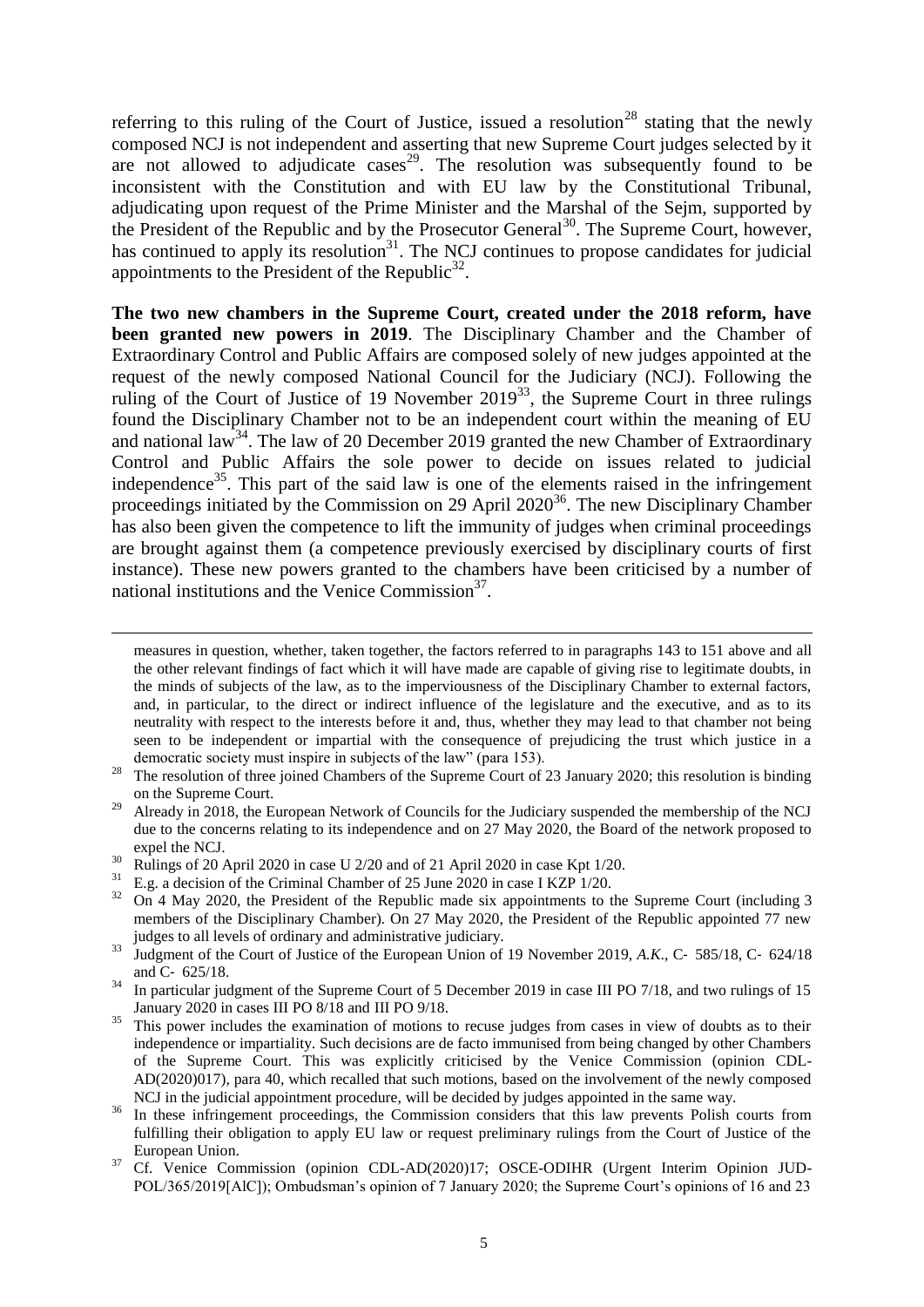referring to this ruling of the Court of Justice, issued a resolution[28] stating that the newly composed NCJ is not independent and asserting that new Supreme Court judges selected by it are not allowed to adjudicate cases[29]. The resolution was subsequently found to be inconsistent with the Constitution and with EU law by the Constitutional Tribunal, adjudicating upon request of the Prime Minister and the Marshal of the Sejm, supported by the President of the Republic and by the Prosecutor General[30]. The Supreme Court, however, has continued to apply its resolution[31]. The NCJ continues to propose candidates for judicial appointments to the President of the Republic[32].

**The two new chambers in the Supreme Court, created under the 2018 reform, have been granted new powers in 2019**. The Disciplinary Chamber and the Chamber of Extraordinary Control and Public Affairs are composed solely of new judges appointed at the request of the newly composed National Council for the Judiciary (NCJ). Following the ruling of the Court of Justice of 19 November 2019[33], the Supreme Court in three rulings found the Disciplinary Chamber not to be an independent court within the meaning of EU and national law[34]. The law of 20 December 2019 granted the new Chamber of Extraordinary Control and Public Affairs the sole power to decide on issues related to judicial independence[35]. This part of the said law is one of the elements raised in the infringement proceedings initiated by the Commission on 29 April 2020[36]. The new Disciplinary Chamber has also been given the competence to lift the immunity of judges when criminal proceedings are brought against them (a competence previously exercised by disciplinary courts of first instance). These new powers granted to the chambers have been criticised by a number of national institutions and the Venice Commission[37].

---

measures in question, whether, taken together, the factors referred to in paragraphs 143 to 151 above and all the other relevant findings of fact which it will have made are capable of giving rise to legitimate doubts, in the minds of subjects of the law, as to the imperviousness of the Disciplinary Chamber to external factors, and, in particular, to the direct or indirect influence of the legislature and the executive, and as to its neutrality with respect to the interests before it and, thus, whether they may lead to that chamber not being seen to be independent or impartial with the consequence of prejudicing the trust which justice in a democratic society must inspire in subjects of the law" (para 153).

[28] The resolution of three joined Chambers of the Supreme Court of 23 January 2020; this resolution is binding on the Supreme Court.

[29] Already in 2018, the European Network of Councils for the Judiciary suspended the membership of the NCJ due to the concerns relating to its independence and on 27 May 2020, the Board of the network proposed to expel the NCJ.

[30] Rulings of 20 April 2020 in case U 2/20 and of 21 April 2020 in case Kpt 1/20.

[31] E.g. a decision of the Criminal Chamber of 25 June 2020 in case I KZP 1/20.

[32] On 4 May 2020, the President of the Republic made six appointments to the Supreme Court (including 3 members of the Disciplinary Chamber). On 27 May 2020, the President of the Republic appointed 77 new judges to all levels of ordinary and administrative judiciary.

[33] Judgment of the Court of Justice of the European Union of 19 November 2019, *A.K.*, C‑ 585/18, C‑ 624/18 and C‑ 625/18.

[34] In particular judgment of the Supreme Court of 5 December 2019 in case III PO 7/18, and two rulings of 15 January 2020 in cases III PO 8/18 and III PO 9/18.

[35] This power includes the examination of motions to recuse judges from cases in view of doubts as to their independence or impartiality. Such decisions are de facto immunised from being changed by other Chambers of the Supreme Court. This was explicitly criticised by the Venice Commission (opinion CDL-AD(2020)017), para 40, which recalled that such motions, based on the involvement of the newly composed NCJ in the judicial appointment procedure, will be decided by judges appointed in the same way.

[36] In these infringement proceedings, the Commission considers that this law prevents Polish courts from fulfilling their obligation to apply EU law or request preliminary rulings from the Court of Justice of the European Union.

[37] Cf. Venice Commission (opinion CDL-AD(2020)17; OSCE-ODIHR (Urgent Interim Opinion JUD-POL/365/2019[AlC]); Ombudsman's opinion of 7 January 2020; the Supreme Court's opinions of 16 and 23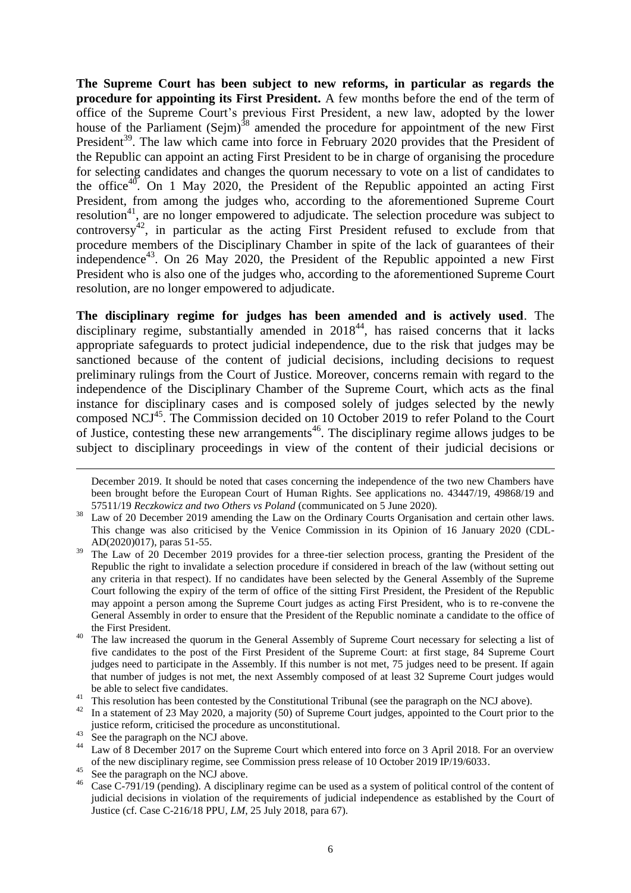**The Supreme Court has been subject to new reforms, in particular as regards the procedure for appointing its First President.** A few months before the end of the term of office of the Supreme Court's previous First President, a new law, adopted by the lower house of the Parliament (Sejm)[38] amended the procedure for appointment of the new First President[39]. The law which came into force in February 2020 provides that the President of the Republic can appoint an acting First President to be in charge of organising the procedure for selecting candidates and changes the quorum necessary to vote on a list of candidates to the office[40]. On 1 May 2020, the President of the Republic appointed an acting First President, from among the judges who, according to the aforementioned Supreme Court resolution[41], are no longer empowered to adjudicate. The selection procedure was subject to controversy[42], in particular as the acting First President refused to exclude from that procedure members of the Disciplinary Chamber in spite of the lack of guarantees of their independence[43]. On 26 May 2020, the President of the Republic appointed a new First President who is also one of the judges who, according to the aforementioned Supreme Court resolution, are no longer empowered to adjudicate.

**The disciplinary regime for judges has been amended and is actively used**. The disciplinary regime, substantially amended in 2018[44], has raised concerns that it lacks appropriate safeguards to protect judicial independence, due to the risk that judges may be sanctioned because of the content of judicial decisions, including decisions to request preliminary rulings from the Court of Justice. Moreover, concerns remain with regard to the independence of the Disciplinary Chamber of the Supreme Court, which acts as the final instance for disciplinary cases and is composed solely of judges selected by the newly composed NCJ[45]. The Commission decided on 10 October 2019 to refer Poland to the Court of Justice, contesting these new arrangements[46]. The disciplinary regime allows judges to be subject to disciplinary proceedings in view of the content of their judicial decisions or

December 2019. It should be noted that cases concerning the independence of the two new Chambers have been brought before the European Court of Human Rights. See applications no. 43447/19, 49868/19 and 57511/19 *Reczkowicz and two Others vs Poland* (communicated on 5 June 2020).

[38] Law of 20 December 2019 amending the Law on the Ordinary Courts Organisation and certain other laws. This change was also criticised by the Venice Commission in its Opinion of 16 January 2020 (CDL-AD(2020)017), paras 51-55.

[39] The Law of 20 December 2019 provides for a three-tier selection process, granting the President of the Republic the right to invalidate a selection procedure if considered in breach of the law (without setting out any criteria in that respect). If no candidates have been selected by the General Assembly of the Supreme Court following the expiry of the term of office of the sitting First President, the President of the Republic may appoint a person among the Supreme Court judges as acting First President, who is to re-convene the General Assembly in order to ensure that the President of the Republic nominate a candidate to the office of the First President.

[40] The law increased the quorum in the General Assembly of Supreme Court necessary for selecting a list of five candidates to the post of the First President of the Supreme Court: at first stage, 84 Supreme Court judges need to participate in the Assembly. If this number is not met, 75 judges need to be present. If again that number of judges is not met, the next Assembly composed of at least 32 Supreme Court judges would be able to select five candidates.

[41] This resolution has been contested by the Constitutional Tribunal (see the paragraph on the NCJ above).

[42] In a statement of 23 May 2020, a majority (50) of Supreme Court judges, appointed to the Court prior to the justice reform, criticised the procedure as unconstitutional.

[43] See the paragraph on the NCJ above.

[44] Law of 8 December 2017 on the Supreme Court which entered into force on 3 April 2018. For an overview of the new disciplinary regime, see Commission press release of 10 October 2019 IP/19/6033.

[45] See the paragraph on the NCJ above.

[46] Case C-791/19 (pending). A disciplinary regime can be used as a system of political control of the content of judicial decisions in violation of the requirements of judicial independence as established by the Court of Justice (cf. Case C-216/18 PPU, *LM*, 25 July 2018, para 67).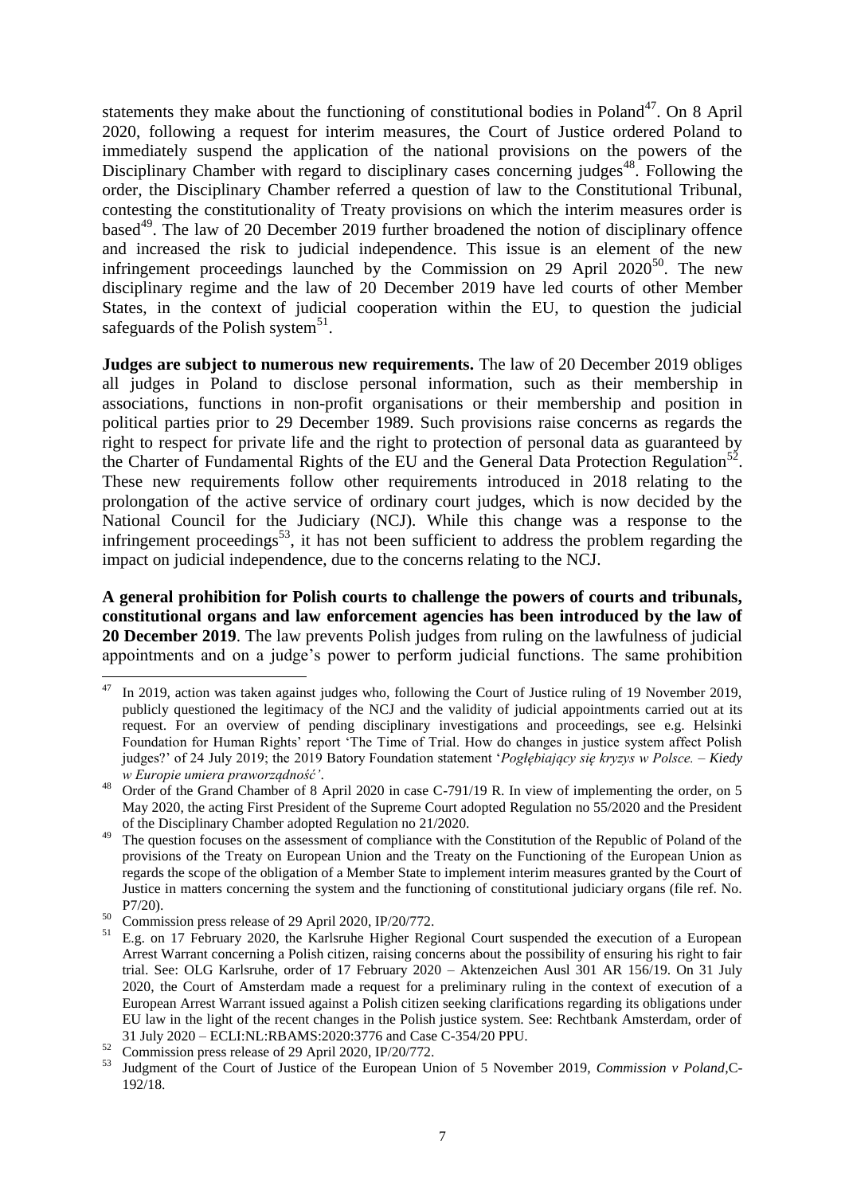statements they make about the functioning of constitutional bodies in Poland[47]. On 8 April 2020, following a request for interim measures, the Court of Justice ordered Poland to immediately suspend the application of the national provisions on the powers of the Disciplinary Chamber with regard to disciplinary cases concerning judges[48]. Following the order, the Disciplinary Chamber referred a question of law to the Constitutional Tribunal, contesting the constitutionality of Treaty provisions on which the interim measures order is based[49]. The law of 20 December 2019 further broadened the notion of disciplinary offence and increased the risk to judicial independence. This issue is an element of the new infringement proceedings launched by the Commission on 29 April 2020[50]. The new disciplinary regime and the law of 20 December 2019 have led courts of other Member States, in the context of judicial cooperation within the EU, to question the judicial safeguards of the Polish system[51].

**Judges are subject to numerous new requirements.** The law of 20 December 2019 obliges all judges in Poland to disclose personal information, such as their membership in associations, functions in non-profit organisations or their membership and position in political parties prior to 29 December 1989. Such provisions raise concerns as regards the right to respect for private life and the right to protection of personal data as guaranteed by the Charter of Fundamental Rights of the EU and the General Data Protection Regulation[52]. These new requirements follow other requirements introduced in 2018 relating to the prolongation of the active service of ordinary court judges, which is now decided by the National Council for the Judiciary (NCJ). While this change was a response to the infringement proceedings[53], it has not been sufficient to address the problem regarding the impact on judicial independence, due to the concerns relating to the NCJ.

**A general prohibition for Polish courts to challenge the powers of courts and tribunals, constitutional organs and law enforcement agencies has been introduced by the law of 20 December 2019**. The law prevents Polish judges from ruling on the lawfulness of judicial appointments and on a judge's power to perform judicial functions. The same prohibition

---

[47] In 2019, action was taken against judges who, following the Court of Justice ruling of 19 November 2019, publicly questioned the legitimacy of the NCJ and the validity of judicial appointments carried out at its request. For an overview of pending disciplinary investigations and proceedings, see e.g. Helsinki Foundation for Human Rights' report 'The Time of Trial. How do changes in justice system affect Polish judges?' of 24 July 2019; the 2019 Batory Foundation statement '*Pogłębiający się kryzys w Polsce. – Kiedy w Europie umiera praworządność'*.

[48] Order of the Grand Chamber of 8 April 2020 in case C-791/19 R. In view of implementing the order, on 5 May 2020, the acting First President of the Supreme Court adopted Regulation no 55/2020 and the President of the Disciplinary Chamber adopted Regulation no 21/2020.

[49] The question focuses on the assessment of compliance with the Constitution of the Republic of Poland of the provisions of the Treaty on European Union and the Treaty on the Functioning of the European Union as regards the scope of the obligation of a Member State to implement interim measures granted by the Court of Justice in matters concerning the system and the functioning of constitutional judiciary organs (file ref. No. P7/20).

[50] Commission press release of 29 April 2020, IP/20/772.

[51] E.g. on 17 February 2020, the Karlsruhe Higher Regional Court suspended the execution of a European Arrest Warrant concerning a Polish citizen, raising concerns about the possibility of ensuring his right to fair trial. See: OLG Karlsruhe, order of 17 February 2020 – Aktenzeichen Ausl 301 AR 156/19. On 31 July 2020, the Court of Amsterdam made a request for a preliminary ruling in the context of execution of a European Arrest Warrant issued against a Polish citizen seeking clarifications regarding its obligations under EU law in the light of the recent changes in the Polish justice system. See: Rechtbank Amsterdam, order of 31 July 2020 – ECLI:NL:RBAMS:2020:3776 and Case C-354/20 PPU.

[52] Commission press release of 29 April 2020, IP/20/772.

[53] Judgment of the Court of Justice of the European Union of 5 November 2019, *Commission v Poland*,C-192/18.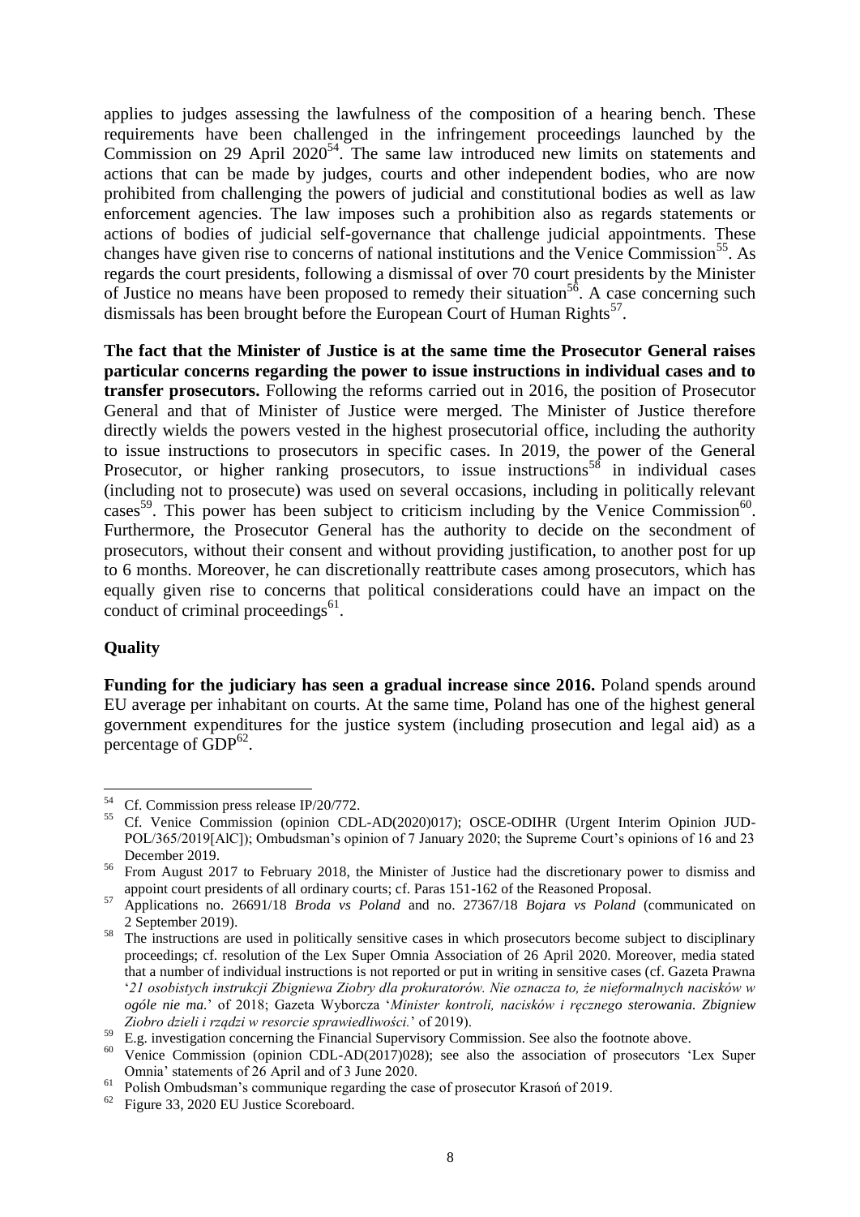applies to judges assessing the lawfulness of the composition of a hearing bench. These requirements have been challenged in the infringement proceedings launched by the Commission on 29 April 2020[54]. The same law introduced new limits on statements and actions that can be made by judges, courts and other independent bodies, who are now prohibited from challenging the powers of judicial and constitutional bodies as well as law enforcement agencies. The law imposes such a prohibition also as regards statements or actions of bodies of judicial self-governance that challenge judicial appointments. These changes have given rise to concerns of national institutions and the Venice Commission[55]. As regards the court presidents, following a dismissal of over 70 court presidents by the Minister of Justice no means have been proposed to remedy their situation[56]. A case concerning such dismissals has been brought before the European Court of Human Rights[57].

**The fact that the Minister of Justice is at the same time the Prosecutor General raises particular concerns regarding the power to issue instructions in individual cases and to transfer prosecutors.** Following the reforms carried out in 2016, the position of Prosecutor General and that of Minister of Justice were merged. The Minister of Justice therefore directly wields the powers vested in the highest prosecutorial office, including the authority to issue instructions to prosecutors in specific cases. In 2019, the power of the General Prosecutor, or higher ranking prosecutors, to issue instructions[58] in individual cases (including not to prosecute) was used on several occasions, including in politically relevant cases[59]. This power has been subject to criticism including by the Venice Commission[60]. Furthermore, the Prosecutor General has the authority to decide on the secondment of prosecutors, without their consent and without providing justification, to another post for up to 6 months. Moreover, he can discretionally reattribute cases among prosecutors, which has equally given rise to concerns that political considerations could have an impact on the conduct of criminal proceedings[61].

**Quality**

**Funding for the judiciary has seen a gradual increase since 2016.** Poland spends around EU average per inhabitant on courts. At the same time, Poland has one of the highest general government expenditures for the justice system (including prosecution and legal aid) as a percentage of GDP[62].

---

[54] Cf. Commission press release IP/20/772.

[55] Cf. Venice Commission (opinion CDL-AD(2020)017); OSCE-ODIHR (Urgent Interim Opinion JUD-POL/365/2019[AlC]); Ombudsman's opinion of 7 January 2020; the Supreme Court's opinions of 16 and 23 December 2019.

[56] From August 2017 to February 2018, the Minister of Justice had the discretionary power to dismiss and appoint court presidents of all ordinary courts; cf. Paras 151-162 of the Reasoned Proposal.

[57] Applications no. 26691/18 *Broda vs Poland* and no. 27367/18 *Bojara vs Poland* (communicated on 2 September 2019).

[58] The instructions are used in politically sensitive cases in which prosecutors become subject to disciplinary proceedings; cf. resolution of the Lex Super Omnia Association of 26 April 2020. Moreover, media stated that a number of individual instructions is not reported or put in writing in sensitive cases (cf. Gazeta Prawna '*21 osobistych instrukcji Zbigniewa Ziobry dla prokuratorów. Nie oznacza to, że nieformalnych nacisków w ogóle nie ma.*' of 2018; Gazeta Wyborcza '*Minister kontroli, nacisków i ręcznego sterowania. Zbigniew Ziobro dzieli i rządzi w resorcie sprawiedliwości.*' of 2019).

[59] E.g. investigation concerning the Financial Supervisory Commission. See also the footnote above.

[60] Venice Commission (opinion CDL-AD(2017)028); see also the association of prosecutors 'Lex Super Omnia' statements of 26 April and of 3 June 2020.

[61] Polish Ombudsman's communique regarding the case of prosecutor Krasoń of 2019.

[62] Figure 33, 2020 EU Justice Scoreboard.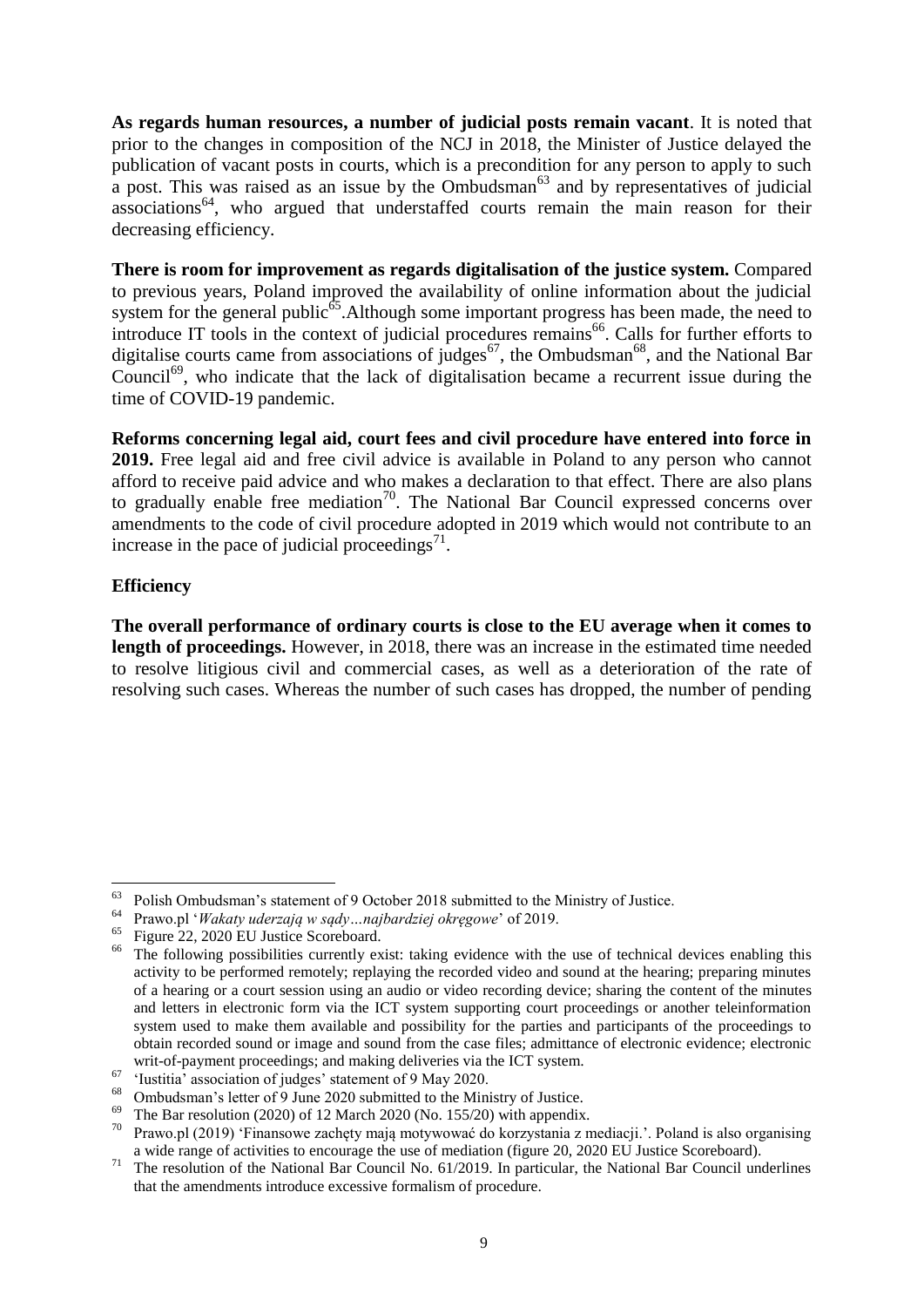**As regards human resources, a number of judicial posts remain vacant**. It is noted that prior to the changes in composition of the NCJ in 2018, the Minister of Justice delayed the publication of vacant posts in courts, which is a precondition for any person to apply to such a post. This was raised as an issue by the Ombudsman[63] and by representatives of judicial associations[64], who argued that understaffed courts remain the main reason for their decreasing efficiency.

**There is room for improvement as regards digitalisation of the justice system.** Compared to previous years, Poland improved the availability of online information about the judicial system for the general public[65].Although some important progress has been made, the need to introduce IT tools in the context of judicial procedures remains[66]. Calls for further efforts to digitalise courts came from associations of judges[67], the Ombudsman[68], and the National Bar Council[69], who indicate that the lack of digitalisation became a recurrent issue during the time of COVID-19 pandemic.

**Reforms concerning legal aid, court fees and civil procedure have entered into force in 2019.** Free legal aid and free civil advice is available in Poland to any person who cannot afford to receive paid advice and who makes a declaration to that effect. There are also plans to gradually enable free mediation[70]. The National Bar Council expressed concerns over amendments to the code of civil procedure adopted in 2019 which would not contribute to an increase in the pace of judicial proceedings[71].

**Efficiency**

**The overall performance of ordinary courts is close to the EU average when it comes to length of proceedings.** However, in 2018, there was an increase in the estimated time needed to resolve litigious civil and commercial cases, as well as a deterioration of the rate of resolving such cases. Whereas the number of such cases has dropped, the number of pending

---

[63] Polish Ombudsman's statement of 9 October 2018 submitted to the Ministry of Justice.

[64] Prawo.pl '*Wakaty uderzają w sądy…najbardziej okręgowe*' of 2019.

[65] Figure 22, 2020 EU Justice Scoreboard.

[66] The following possibilities currently exist: taking evidence with the use of technical devices enabling this activity to be performed remotely; replaying the recorded video and sound at the hearing; preparing minutes of a hearing or a court session using an audio or video recording device; sharing the content of the minutes and letters in electronic form via the ICT system supporting court proceedings or another teleinformation system used to make them available and possibility for the parties and participants of the proceedings to obtain recorded sound or image and sound from the case files; admittance of electronic evidence; electronic writ-of-payment proceedings; and making deliveries via the ICT system.

[67] 'Iustitia' association of judges' statement of 9 May 2020.

[68] Ombudsman's letter of 9 June 2020 submitted to the Ministry of Justice.

[69] The Bar resolution (2020) of 12 March 2020 (No. 155/20) with appendix.

[70] Prawo.pl (2019) 'Finansowe zachęty mają motywować do korzystania z mediacji.'. Poland is also organising a wide range of activities to encourage the use of mediation (figure 20, 2020 EU Justice Scoreboard).

[71] The resolution of the National Bar Council No. 61/2019. In particular, the National Bar Council underlines that the amendments introduce excessive formalism of procedure.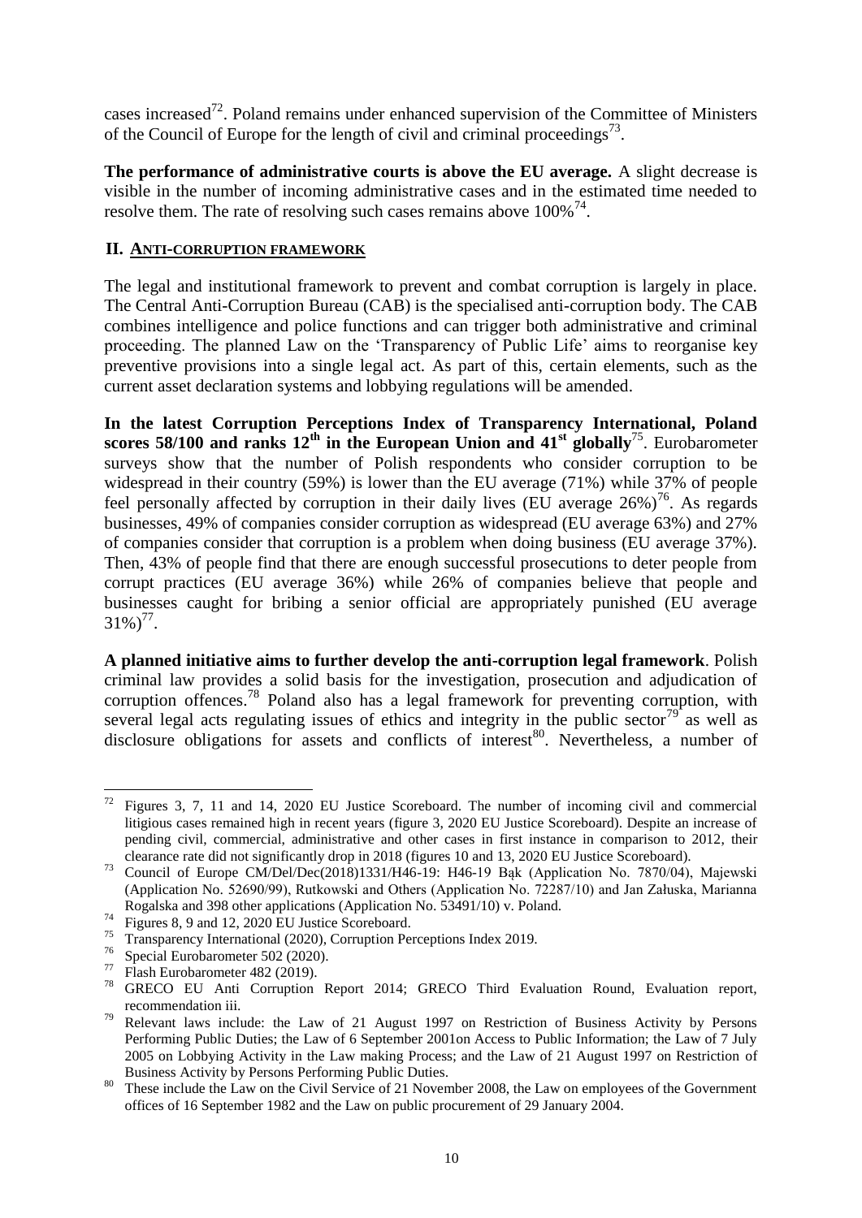cases increased[72]. Poland remains under enhanced supervision of the Committee of Ministers of the Council of Europe for the length of civil and criminal proceedings[73].

**The performance of administrative courts is above the EU average.** A slight decrease is visible in the number of incoming administrative cases and in the estimated time needed to resolve them. The rate of resolving such cases remains above 100%[74].

## II. ANTI-CORRUPTION FRAMEWORK

The legal and institutional framework to prevent and combat corruption is largely in place. The Central Anti-Corruption Bureau (CAB) is the specialised anti-corruption body. The CAB combines intelligence and police functions and can trigger both administrative and criminal proceeding. The planned Law on the 'Transparency of Public Life' aims to reorganise key preventive provisions into a single legal act. As part of this, certain elements, such as the current asset declaration systems and lobbying regulations will be amended.

**In the latest Corruption Perceptions Index of Transparency International, Poland scores 58/100 and ranks 12th in the European Union and 41st globally**[75]. Eurobarometer surveys show that the number of Polish respondents who consider corruption to be widespread in their country (59%) is lower than the EU average (71%) while 37% of people feel personally affected by corruption in their daily lives (EU average 26%)[76]. As regards businesses, 49% of companies consider corruption as widespread (EU average 63%) and 27% of companies consider that corruption is a problem when doing business (EU average 37%). Then, 43% of people find that there are enough successful prosecutions to deter people from corrupt practices (EU average 36%) while 26% of companies believe that people and businesses caught for bribing a senior official are appropriately punished (EU average 31%)[77].

**A planned initiative aims to further develop the anti-corruption legal framework**. Polish criminal law provides a solid basis for the investigation, prosecution and adjudication of corruption offences.[78] Poland also has a legal framework for preventing corruption, with several legal acts regulating issues of ethics and integrity in the public sector[79] as well as disclosure obligations for assets and conflicts of interest[80]. Nevertheless, a number of

---

[72] Figures 3, 7, 11 and 14, 2020 EU Justice Scoreboard. The number of incoming civil and commercial litigious cases remained high in recent years (figure 3, 2020 EU Justice Scoreboard). Despite an increase of pending civil, commercial, administrative and other cases in first instance in comparison to 2012, their clearance rate did not significantly drop in 2018 (figures 10 and 13, 2020 EU Justice Scoreboard).

[73] Council of Europe CM/Del/Dec(2018)1331/H46-19: H46-19 Bąk (Application No. 7870/04), Majewski (Application No. 52690/99), Rutkowski and Others (Application No. 72287/10) and Jan Załuska, Marianna Rogalska and 398 other applications (Application No. 53491/10) v. Poland.

[74] Figures 8, 9 and 12, 2020 EU Justice Scoreboard.

[75] Transparency International (2020), Corruption Perceptions Index 2019.

[76] Special Eurobarometer 502 (2020).

[77] Flash Eurobarometer 482 (2019).

[78] GRECO EU Anti Corruption Report 2014; GRECO Third Evaluation Round, Evaluation report, recommendation iii.

[79] Relevant laws include: the Law of 21 August 1997 on Restriction of Business Activity by Persons Performing Public Duties; the Law of 6 September 2001on Access to Public Information; the Law of 7 July 2005 on Lobbying Activity in the Law making Process; and the Law of 21 August 1997 on Restriction of Business Activity by Persons Performing Public Duties.

[80] These include the Law on the Civil Service of 21 November 2008, the Law on employees of the Government offices of 16 September 1982 and the Law on public procurement of 29 January 2004.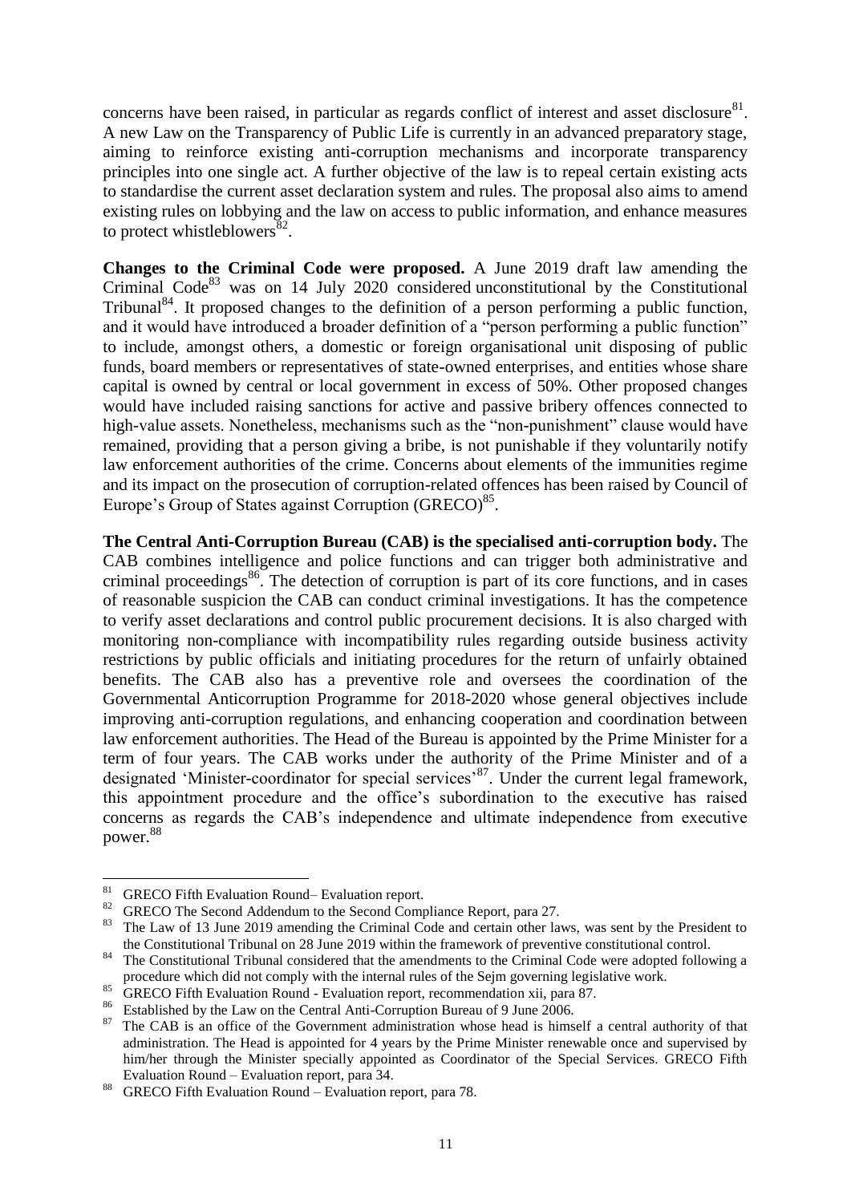concerns have been raised, in particular as regards conflict of interest and asset disclosure[81]. A new Law on the Transparency of Public Life is currently in an advanced preparatory stage, aiming to reinforce existing anti-corruption mechanisms and incorporate transparency principles into one single act. A further objective of the law is to repeal certain existing acts to standardise the current asset declaration system and rules. The proposal also aims to amend existing rules on lobbying and the law on access to public information, and enhance measures to protect whistleblowers[82].

**Changes to the Criminal Code were proposed.** A June 2019 draft law amending the Criminal Code[83] was on 14 July 2020 considered unconstitutional by the Constitutional Tribunal[84]. It proposed changes to the definition of a person performing a public function, and it would have introduced a broader definition of a "person performing a public function" to include, amongst others, a domestic or foreign organisational unit disposing of public funds, board members or representatives of state-owned enterprises, and entities whose share capital is owned by central or local government in excess of 50%. Other proposed changes would have included raising sanctions for active and passive bribery offences connected to high-value assets. Nonetheless, mechanisms such as the "non-punishment" clause would have remained, providing that a person giving a bribe, is not punishable if they voluntarily notify law enforcement authorities of the crime. Concerns about elements of the immunities regime and its impact on the prosecution of corruption-related offences has been raised by Council of Europe's Group of States against Corruption (GRECO)[85].

**The Central Anti-Corruption Bureau (CAB) is the specialised anti-corruption body.** The CAB combines intelligence and police functions and can trigger both administrative and criminal proceedings[86]. The detection of corruption is part of its core functions, and in cases of reasonable suspicion the CAB can conduct criminal investigations. It has the competence to verify asset declarations and control public procurement decisions. It is also charged with monitoring non-compliance with incompatibility rules regarding outside business activity restrictions by public officials and initiating procedures for the return of unfairly obtained benefits. The CAB also has a preventive role and oversees the coordination of the Governmental Anticorruption Programme for 2018-2020 whose general objectives include improving anti-corruption regulations, and enhancing cooperation and coordination between law enforcement authorities. The Head of the Bureau is appointed by the Prime Minister for a term of four years. The CAB works under the authority of the Prime Minister and of a designated 'Minister-coordinator for special services'[87]. Under the current legal framework, this appointment procedure and the office's subordination to the executive has raised concerns as regards the CAB's independence and ultimate independence from executive power.[88]

---

[81] GRECO Fifth Evaluation Round– Evaluation report.

[82] GRECO The Second Addendum to the Second Compliance Report, para 27.

[83] The Law of 13 June 2019 amending the Criminal Code and certain other laws, was sent by the President to the Constitutional Tribunal on 28 June 2019 within the framework of preventive constitutional control.

[84] The Constitutional Tribunal considered that the amendments to the Criminal Code were adopted following a procedure which did not comply with the internal rules of the Sejm governing legislative work.

[85] GRECO Fifth Evaluation Round - Evaluation report, recommendation xii, para 87.

[86] Established by the Law on the Central Anti-Corruption Bureau of 9 June 2006.

[87] The CAB is an office of the Government administration whose head is himself a central authority of that administration. The Head is appointed for 4 years by the Prime Minister renewable once and supervised by him/her through the Minister specially appointed as Coordinator of the Special Services. GRECO Fifth Evaluation Round – Evaluation report, para 34.

[88] GRECO Fifth Evaluation Round – Evaluation report, para 78.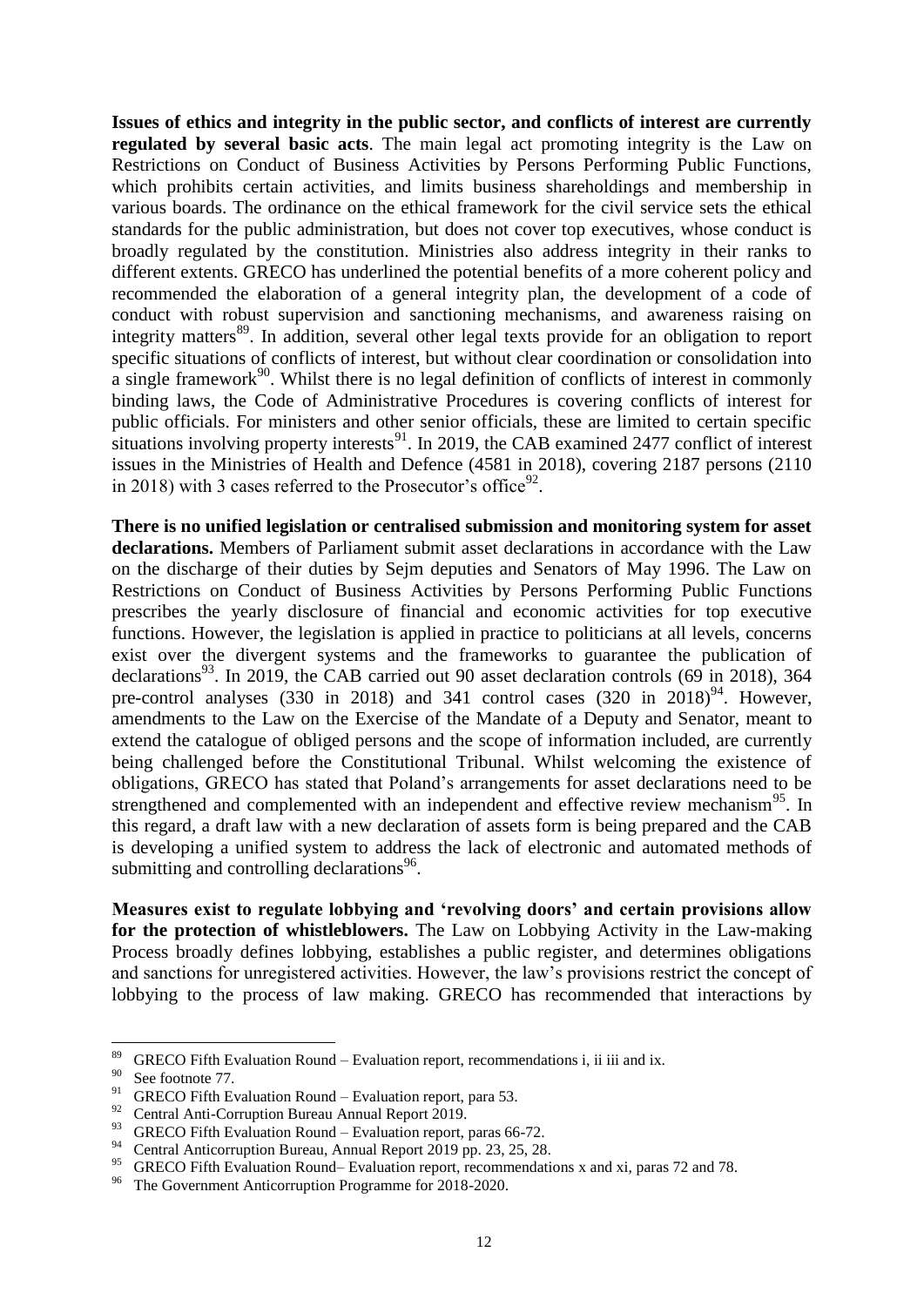**Issues of ethics and integrity in the public sector, and conflicts of interest are currently regulated by several basic acts**. The main legal act promoting integrity is the Law on Restrictions on Conduct of Business Activities by Persons Performing Public Functions, which prohibits certain activities, and limits business shareholdings and membership in various boards. The ordinance on the ethical framework for the civil service sets the ethical standards for the public administration, but does not cover top executives, whose conduct is broadly regulated by the constitution. Ministries also address integrity in their ranks to different extents. GRECO has underlined the potential benefits of a more coherent policy and recommended the elaboration of a general integrity plan, the development of a code of conduct with robust supervision and sanctioning mechanisms, and awareness raising on integrity matters[89]. In addition, several other legal texts provide for an obligation to report specific situations of conflicts of interest, but without clear coordination or consolidation into a single framework[90]. Whilst there is no legal definition of conflicts of interest in commonly binding laws, the Code of Administrative Procedures is covering conflicts of interest for public officials. For ministers and other senior officials, these are limited to certain specific situations involving property interests[91]. In 2019, the CAB examined 2477 conflict of interest issues in the Ministries of Health and Defence (4581 in 2018), covering 2187 persons (2110 in 2018) with 3 cases referred to the Prosecutor's office[92].

**There is no unified legislation or centralised submission and monitoring system for asset declarations.** Members of Parliament submit asset declarations in accordance with the Law on the discharge of their duties by Sejm deputies and Senators of May 1996. The Law on Restrictions on Conduct of Business Activities by Persons Performing Public Functions prescribes the yearly disclosure of financial and economic activities for top executive functions. However, the legislation is applied in practice to politicians at all levels, concerns exist over the divergent systems and the frameworks to guarantee the publication of declarations[93]. In 2019, the CAB carried out 90 asset declaration controls (69 in 2018), 364 pre-control analyses (330 in 2018) and 341 control cases (320 in 2018)[94]. However, amendments to the Law on the Exercise of the Mandate of a Deputy and Senator, meant to extend the catalogue of obliged persons and the scope of information included, are currently being challenged before the Constitutional Tribunal. Whilst welcoming the existence of obligations, GRECO has stated that Poland's arrangements for asset declarations need to be strengthened and complemented with an independent and effective review mechanism[95]. In this regard, a draft law with a new declaration of assets form is being prepared and the CAB is developing a unified system to address the lack of electronic and automated methods of submitting and controlling declarations[96].

**Measures exist to regulate lobbying and 'revolving doors' and certain provisions allow for the protection of whistleblowers.** The Law on Lobbying Activity in the Law-making Process broadly defines lobbying, establishes a public register, and determines obligations and sanctions for unregistered activities. However, the law's provisions restrict the concept of lobbying to the process of law making. GRECO has recommended that interactions by

---

[89] GRECO Fifth Evaluation Round – Evaluation report, recommendations i, ii iii and ix.

[90] See footnote 77.

[91] GRECO Fifth Evaluation Round – Evaluation report, para 53.

[92] Central Anti-Corruption Bureau Annual Report 2019.

[93] GRECO Fifth Evaluation Round – Evaluation report, paras 66-72.

[94] Central Anticorruption Bureau, Annual Report 2019 pp. 23, 25, 28.

[95] GRECO Fifth Evaluation Round– Evaluation report, recommendations x and xi, paras 72 and 78.

[96] The Government Anticorruption Programme for 2018-2020.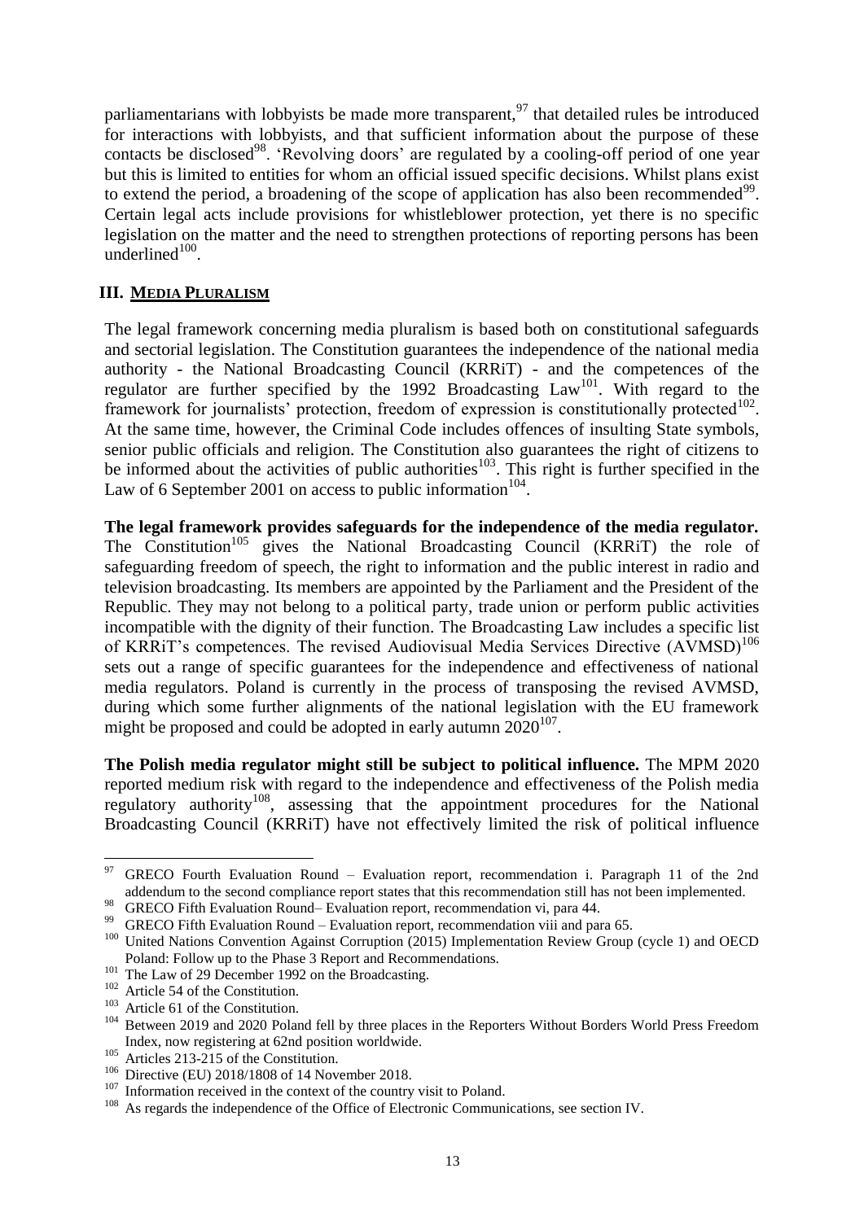parliamentarians with lobbyists be made more transparent,[97] that detailed rules be introduced for interactions with lobbyists, and that sufficient information about the purpose of these contacts be disclosed[98]. 'Revolving doors' are regulated by a cooling-off period of one year but this is limited to entities for whom an official issued specific decisions. Whilst plans exist to extend the period, a broadening of the scope of application has also been recommended[99]. Certain legal acts include provisions for whistleblower protection, yet there is no specific legislation on the matter and the need to strengthen protections of reporting persons has been underlined[100].

## III. MEDIA PLURALISM

The legal framework concerning media pluralism is based both on constitutional safeguards and sectorial legislation. The Constitution guarantees the independence of the national media authority - the National Broadcasting Council (KRRiT) - and the competences of the regulator are further specified by the 1992 Broadcasting Law[101]. With regard to the framework for journalists' protection, freedom of expression is constitutionally protected[102]. At the same time, however, the Criminal Code includes offences of insulting State symbols, senior public officials and religion. The Constitution also guarantees the right of citizens to be informed about the activities of public authorities[103]. This right is further specified in the Law of 6 September 2001 on access to public information[104].

**The legal framework provides safeguards for the independence of the media regulator.** The Constitution[105] gives the National Broadcasting Council (KRRiT) the role of safeguarding freedom of speech, the right to information and the public interest in radio and television broadcasting. Its members are appointed by the Parliament and the President of the Republic. They may not belong to a political party, trade union or perform public activities incompatible with the dignity of their function. The Broadcasting Law includes a specific list of KRRiT's competences. The revised Audiovisual Media Services Directive (AVMSD)[106] sets out a range of specific guarantees for the independence and effectiveness of national media regulators. Poland is currently in the process of transposing the revised AVMSD, during which some further alignments of the national legislation with the EU framework might be proposed and could be adopted in early autumn 2020[107].

**The Polish media regulator might still be subject to political influence.** The MPM 2020 reported medium risk with regard to the independence and effectiveness of the Polish media regulatory authority[108], assessing that the appointment procedures for the National Broadcasting Council (KRRiT) have not effectively limited the risk of political influence

---

[97] GRECO Fourth Evaluation Round – Evaluation report, recommendation i. Paragraph 11 of the 2nd addendum to the second compliance report states that this recommendation still has not been implemented.

[98] GRECO Fifth Evaluation Round– Evaluation report, recommendation vi, para 44.

[99] GRECO Fifth Evaluation Round – Evaluation report, recommendation viii and para 65.

[100] United Nations Convention Against Corruption (2015) Implementation Review Group (cycle 1) and OECD Poland: Follow up to the Phase 3 Report and Recommendations.

[101] The Law of 29 December 1992 on the Broadcasting.

[102] Article 54 of the Constitution.

[103] Article 61 of the Constitution.

[104] Between 2019 and 2020 Poland fell by three places in the Reporters Without Borders World Press Freedom Index, now registering at 62nd position worldwide.

[105] Articles 213-215 of the Constitution.

[106] Directive (EU) 2018/1808 of 14 November 2018.

[107] Information received in the context of the country visit to Poland.

[108] As regards the independence of the Office of Electronic Communications, see section IV.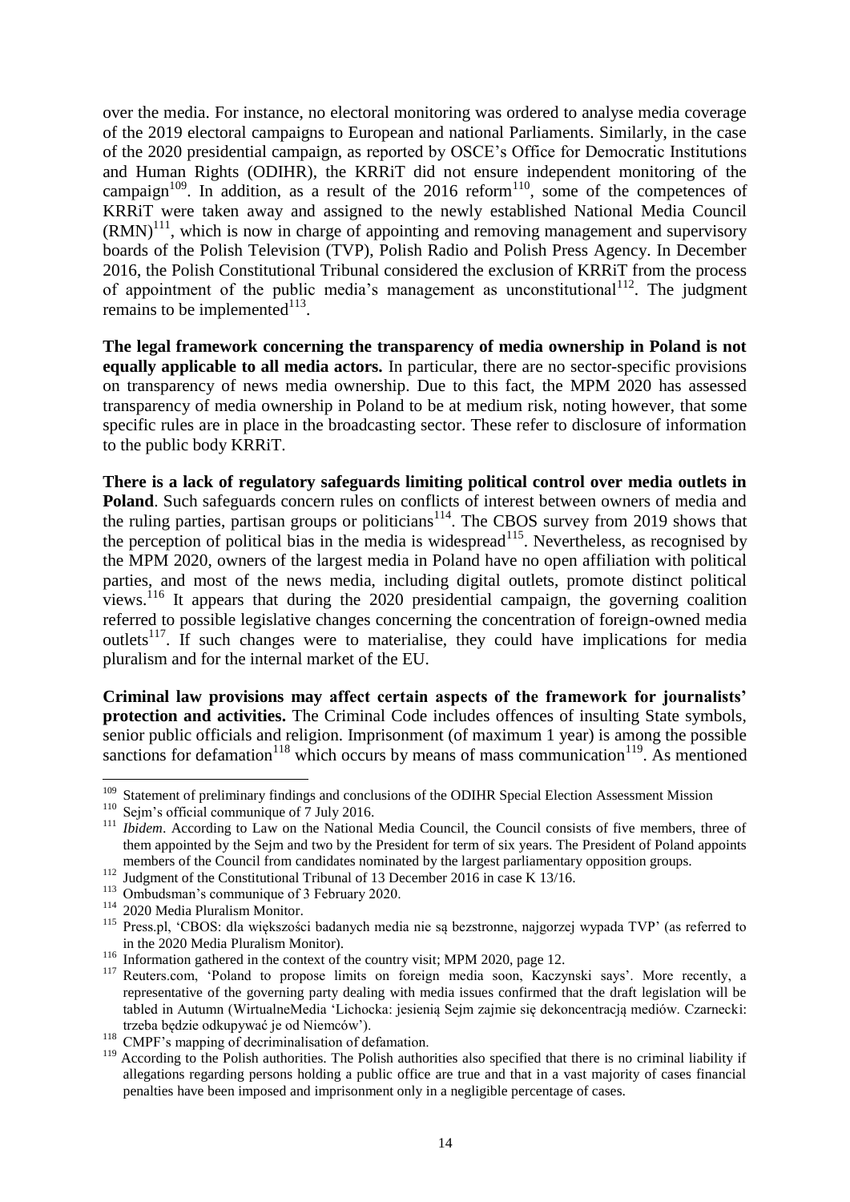over the media. For instance, no electoral monitoring was ordered to analyse media coverage of the 2019 electoral campaigns to European and national Parliaments. Similarly, in the case of the 2020 presidential campaign, as reported by OSCE's Office for Democratic Institutions and Human Rights (ODIHR), the KRRiT did not ensure independent monitoring of the campaign[109]. In addition, as a result of the 2016 reform[110], some of the competences of KRRiT were taken away and assigned to the newly established National Media Council (RMN)[111], which is now in charge of appointing and removing management and supervisory boards of the Polish Television (TVP), Polish Radio and Polish Press Agency. In December 2016, the Polish Constitutional Tribunal considered the exclusion of KRRiT from the process of appointment of the public media's management as unconstitutional[112]. The judgment remains to be implemented[113].

**The legal framework concerning the transparency of media ownership in Poland is not equally applicable to all media actors.** In particular, there are no sector-specific provisions on transparency of news media ownership. Due to this fact, the MPM 2020 has assessed transparency of media ownership in Poland to be at medium risk, noting however, that some specific rules are in place in the broadcasting sector. These refer to disclosure of information to the public body KRRiT.

**There is a lack of regulatory safeguards limiting political control over media outlets in Poland**. Such safeguards concern rules on conflicts of interest between owners of media and the ruling parties, partisan groups or politicians[114]. The CBOS survey from 2019 shows that the perception of political bias in the media is widespread[115]. Nevertheless, as recognised by the MPM 2020, owners of the largest media in Poland have no open affiliation with political parties, and most of the news media, including digital outlets, promote distinct political views.[116] It appears that during the 2020 presidential campaign, the governing coalition referred to possible legislative changes concerning the concentration of foreign-owned media outlets[117]. If such changes were to materialise, they could have implications for media pluralism and for the internal market of the EU.

**Criminal law provisions may affect certain aspects of the framework for journalists' protection and activities.** The Criminal Code includes offences of insulting State symbols, senior public officials and religion. Imprisonment (of maximum 1 year) is among the possible sanctions for defamation[118] which occurs by means of mass communication[119]. As mentioned

---

[109] Statement of preliminary findings and conclusions of the ODIHR Special Election Assessment Mission

[110] Sejm's official communique of 7 July 2016.

[111] *Ibidem*. According to Law on the National Media Council, the Council consists of five members, three of them appointed by the Sejm and two by the President for term of six years. The President of Poland appoints members of the Council from candidates nominated by the largest parliamentary opposition groups.

[112] Judgment of the Constitutional Tribunal of 13 December 2016 in case K 13/16.

[113] Ombudsman's communique of 3 February 2020.

[114] 2020 Media Pluralism Monitor.

[115] Press.pl, 'CBOS: dla większości badanych media nie są bezstronne, najgorzej wypada TVP' (as referred to in the 2020 Media Pluralism Monitor).

[116] Information gathered in the context of the country visit; MPM 2020, page 12.

[117] Reuters.com, 'Poland to propose limits on foreign media soon, Kaczynski says'. More recently, a representative of the governing party dealing with media issues confirmed that the draft legislation will be tabled in Autumn (WirtualneMedia 'Lichocka: jesienią Sejm zajmie się dekoncentracją mediów. Czarnecki: trzeba będzie odkupywać je od Niemców').

[118] CMPF's mapping of decriminalisation of defamation.

[119] According to the Polish authorities. The Polish authorities also specified that there is no criminal liability if allegations regarding persons holding a public office are true and that in a vast majority of cases financial penalties have been imposed and imprisonment only in a negligible percentage of cases.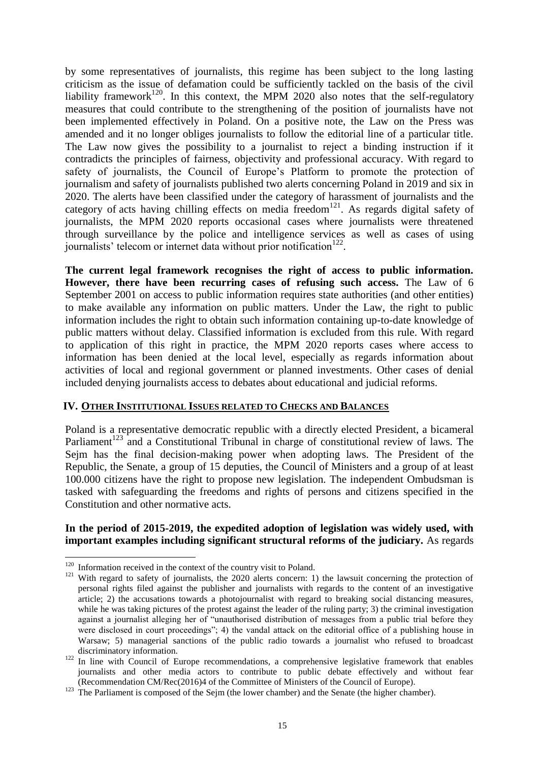by some representatives of journalists, this regime has been subject to the long lasting criticism as the issue of defamation could be sufficiently tackled on the basis of the civil liability framework[120]. In this context, the MPM 2020 also notes that the self-regulatory measures that could contribute to the strengthening of the position of journalists have not been implemented effectively in Poland. On a positive note, the Law on the Press was amended and it no longer obliges journalists to follow the editorial line of a particular title. The Law now gives the possibility to a journalist to reject a binding instruction if it contradicts the principles of fairness, objectivity and professional accuracy. With regard to safety of journalists, the Council of Europe's Platform to promote the protection of journalism and safety of journalists published two alerts concerning Poland in 2019 and six in 2020. The alerts have been classified under the category of harassment of journalists and the category of acts having chilling effects on media freedom[121]. As regards digital safety of journalists, the MPM 2020 reports occasional cases where journalists were threatened through surveillance by the police and intelligence services as well as cases of using journalists' telecom or internet data without prior notification[122].

**The current legal framework recognises the right of access to public information. However, there have been recurring cases of refusing such access.** The Law of 6 September 2001 on access to public information requires state authorities (and other entities) to make available any information on public matters. Under the Law, the right to public information includes the right to obtain such information containing up-to-date knowledge of public matters without delay. Classified information is excluded from this rule. With regard to application of this right in practice, the MPM 2020 reports cases where access to information has been denied at the local level, especially as regards information about activities of local and regional government or planned investments. Other cases of denial included denying journalists access to debates about educational and judicial reforms.

## IV. Other Institutional Issues related to Checks and Balances

Poland is a representative democratic republic with a directly elected President, a bicameral Parliament[123] and a Constitutional Tribunal in charge of constitutional review of laws. The Sejm has the final decision-making power when adopting laws. The President of the Republic, the Senate, a group of 15 deputies, the Council of Ministers and a group of at least 100.000 citizens have the right to propose new legislation. The independent Ombudsman is tasked with safeguarding the freedoms and rights of persons and citizens specified in the Constitution and other normative acts.

**In the period of 2015-2019, the expedited adoption of legislation was widely used, with important examples including significant structural reforms of the judiciary.** As regards

---

[120] Information received in the context of the country visit to Poland.

[121] With regard to safety of journalists, the 2020 alerts concern: 1) the lawsuit concerning the protection of personal rights filed against the publisher and journalists with regards to the content of an investigative article; 2) the accusations towards a photojournalist with regard to breaking social distancing measures, while he was taking pictures of the protest against the leader of the ruling party; 3) the criminal investigation against a journalist alleging her of "unauthorised distribution of messages from a public trial before they were disclosed in court proceedings"; 4) the vandal attack on the editorial office of a publishing house in Warsaw; 5) managerial sanctions of the public radio towards a journalist who refused to broadcast discriminatory information.

[122] In line with Council of Europe recommendations, a comprehensive legislative framework that enables journalists and other media actors to contribute to public debate effectively and without fear (Recommendation CM/Rec(2016)4 of the Committee of Ministers of the Council of Europe).

[123] The Parliament is composed of the Sejm (the lower chamber) and the Senate (the higher chamber).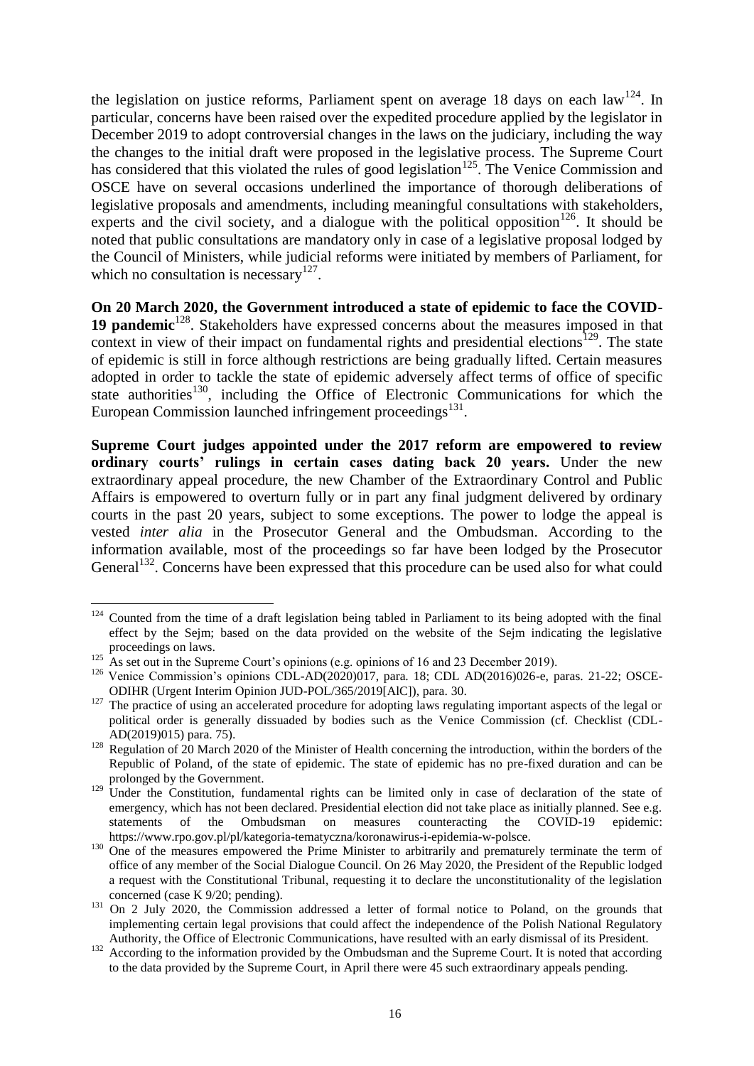the legislation on justice reforms, Parliament spent on average 18 days on each law[124]. In particular, concerns have been raised over the expedited procedure applied by the legislator in December 2019 to adopt controversial changes in the laws on the judiciary, including the way the changes to the initial draft were proposed in the legislative process. The Supreme Court has considered that this violated the rules of good legislation[125]. The Venice Commission and OSCE have on several occasions underlined the importance of thorough deliberations of legislative proposals and amendments, including meaningful consultations with stakeholders, experts and the civil society, and a dialogue with the political opposition[126]. It should be noted that public consultations are mandatory only in case of a legislative proposal lodged by the Council of Ministers, while judicial reforms were initiated by members of Parliament, for which no consultation is necessary[127].

**On 20 March 2020, the Government introduced a state of epidemic to face the COVID-19 pandemic**[128]. Stakeholders have expressed concerns about the measures imposed in that context in view of their impact on fundamental rights and presidential elections[129]. The state of epidemic is still in force although restrictions are being gradually lifted. Certain measures adopted in order to tackle the state of epidemic adversely affect terms of office of specific state authorities[130], including the Office of Electronic Communications for which the European Commission launched infringement proceedings[131].

**Supreme Court judges appointed under the 2017 reform are empowered to review ordinary courts' rulings in certain cases dating back 20 years.** Under the new extraordinary appeal procedure, the new Chamber of the Extraordinary Control and Public Affairs is empowered to overturn fully or in part any final judgment delivered by ordinary courts in the past 20 years, subject to some exceptions. The power to lodge the appeal is vested *inter alia* in the Prosecutor General and the Ombudsman. According to the information available, most of the proceedings so far have been lodged by the Prosecutor General[132]. Concerns have been expressed that this procedure can be used also for what could

---

[124] Counted from the time of a draft legislation being tabled in Parliament to its being adopted with the final effect by the Sejm; based on the data provided on the website of the Sejm indicating the legislative proceedings on laws.

[125] As set out in the Supreme Court's opinions (e.g. opinions of 16 and 23 December 2019).

[126] Venice Commission's opinions CDL-AD(2020)017, para. 18; CDL AD(2016)026-e, paras. 21-22; OSCE-ODIHR (Urgent Interim Opinion JUD-POL/365/2019[AlC]), para. 30.

[127] The practice of using an accelerated procedure for adopting laws regulating important aspects of the legal or political order is generally dissuaded by bodies such as the Venice Commission (cf. Checklist (CDL-AD(2019)015) para. 75).

[128] Regulation of 20 March 2020 of the Minister of Health concerning the introduction, within the borders of the Republic of Poland, of the state of epidemic. The state of epidemic has no pre-fixed duration and can be prolonged by the Government.

[129] Under the Constitution, fundamental rights can be limited only in case of declaration of the state of emergency, which has not been declared. Presidential election did not take place as initially planned. See e.g. statements of the Ombudsman on measures counteracting the COVID-19 epidemic: https://www.rpo.gov.pl/pl/kategoria-tematyczna/koronawirus-i-epidemia-w-polsce.

[130] One of the measures empowered the Prime Minister to arbitrarily and prematurely terminate the term of office of any member of the Social Dialogue Council. On 26 May 2020, the President of the Republic lodged a request with the Constitutional Tribunal, requesting it to declare the unconstitutionality of the legislation concerned (case K 9/20; pending).

[131] On 2 July 2020, the Commission addressed a letter of formal notice to Poland, on the grounds that implementing certain legal provisions that could affect the independence of the Polish National Regulatory Authority, the Office of Electronic Communications, have resulted with an early dismissal of its President.

[132] According to the information provided by the Ombudsman and the Supreme Court. It is noted that according to the data provided by the Supreme Court, in April there were 45 such extraordinary appeals pending.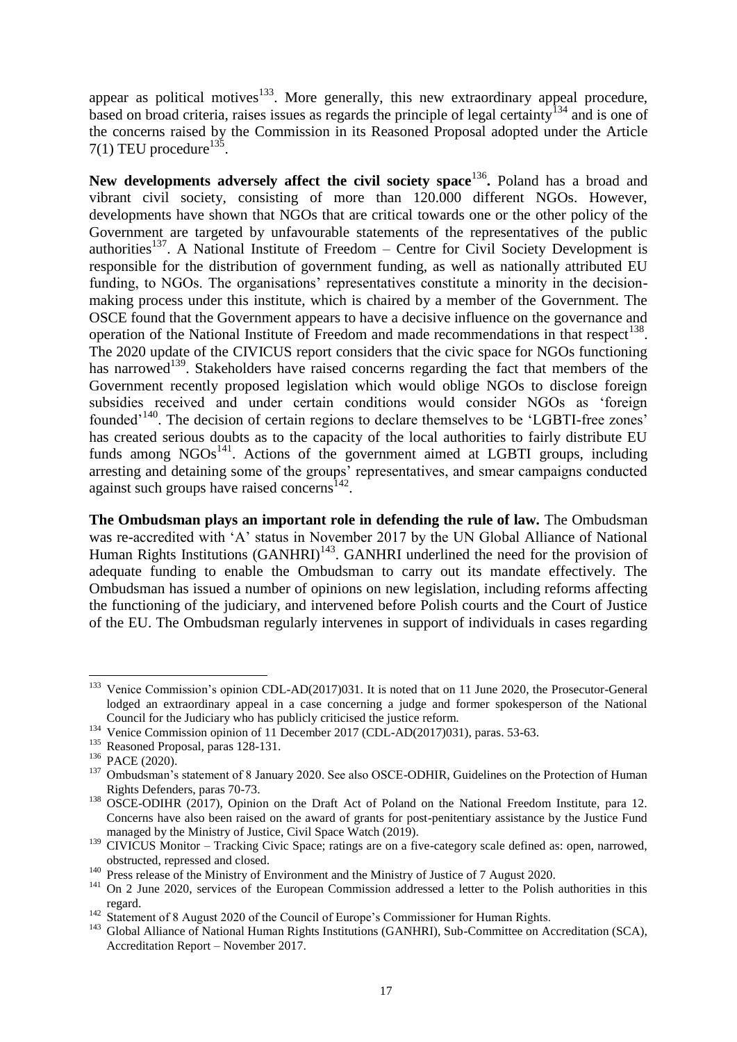appear as political motives[133]. More generally, this new extraordinary appeal procedure, based on broad criteria, raises issues as regards the principle of legal certainty[134] and is one of the concerns raised by the Commission in its Reasoned Proposal adopted under the Article 7(1) TEU procedure[135].

**New developments adversely affect the civil society space**[136]**.** Poland has a broad and vibrant civil society, consisting of more than 120.000 different NGOs. However, developments have shown that NGOs that are critical towards one or the other policy of the Government are targeted by unfavourable statements of the representatives of the public authorities[137]. A National Institute of Freedom – Centre for Civil Society Development is responsible for the distribution of government funding, as well as nationally attributed EU funding, to NGOs. The organisations' representatives constitute a minority in the decision-making process under this institute, which is chaired by a member of the Government. The OSCE found that the Government appears to have a decisive influence on the governance and operation of the National Institute of Freedom and made recommendations in that respect[138]. The 2020 update of the CIVICUS report considers that the civic space for NGOs functioning has narrowed[139]. Stakeholders have raised concerns regarding the fact that members of the Government recently proposed legislation which would oblige NGOs to disclose foreign subsidies received and under certain conditions would consider NGOs as 'foreign founded'[140]. The decision of certain regions to declare themselves to be 'LGBTI-free zones' has created serious doubts as to the capacity of the local authorities to fairly distribute EU funds among NGOs[141]. Actions of the government aimed at LGBTI groups, including arresting and detaining some of the groups' representatives, and smear campaigns conducted against such groups have raised concerns[142].

**The Ombudsman plays an important role in defending the rule of law.** The Ombudsman was re-accredited with 'A' status in November 2017 by the UN Global Alliance of National Human Rights Institutions (GANHRI)[143]. GANHRI underlined the need for the provision of adequate funding to enable the Ombudsman to carry out its mandate effectively. The Ombudsman has issued a number of opinions on new legislation, including reforms affecting the functioning of the judiciary, and intervened before Polish courts and the Court of Justice of the EU. The Ombudsman regularly intervenes in support of individuals in cases regarding

---

[133] Venice Commission's opinion CDL-AD(2017)031. It is noted that on 11 June 2020, the Prosecutor-General lodged an extraordinary appeal in a case concerning a judge and former spokesperson of the National Council for the Judiciary who has publicly criticised the justice reform.

[134] Venice Commission opinion of 11 December 2017 (CDL-AD(2017)031), paras. 53-63.

[135] Reasoned Proposal, paras 128-131.

[136] PACE (2020).

[137] Ombudsman's statement of 8 January 2020. See also OSCE-ODHIR, Guidelines on the Protection of Human Rights Defenders, paras 70-73.

[138] OSCE-ODIHR (2017), Opinion on the Draft Act of Poland on the National Freedom Institute, para 12. Concerns have also been raised on the award of grants for post-penitentiary assistance by the Justice Fund managed by the Ministry of Justice, Civil Space Watch (2019).

[139] CIVICUS Monitor – Tracking Civic Space; ratings are on a five-category scale defined as: open, narrowed, obstructed, repressed and closed.

[140] Press release of the Ministry of Environment and the Ministry of Justice of 7 August 2020.

[141] On 2 June 2020, services of the European Commission addressed a letter to the Polish authorities in this regard.

[142] Statement of 8 August 2020 of the Council of Europe's Commissioner for Human Rights.

[143] Global Alliance of National Human Rights Institutions (GANHRI), Sub-Committee on Accreditation (SCA), Accreditation Report – November 2017.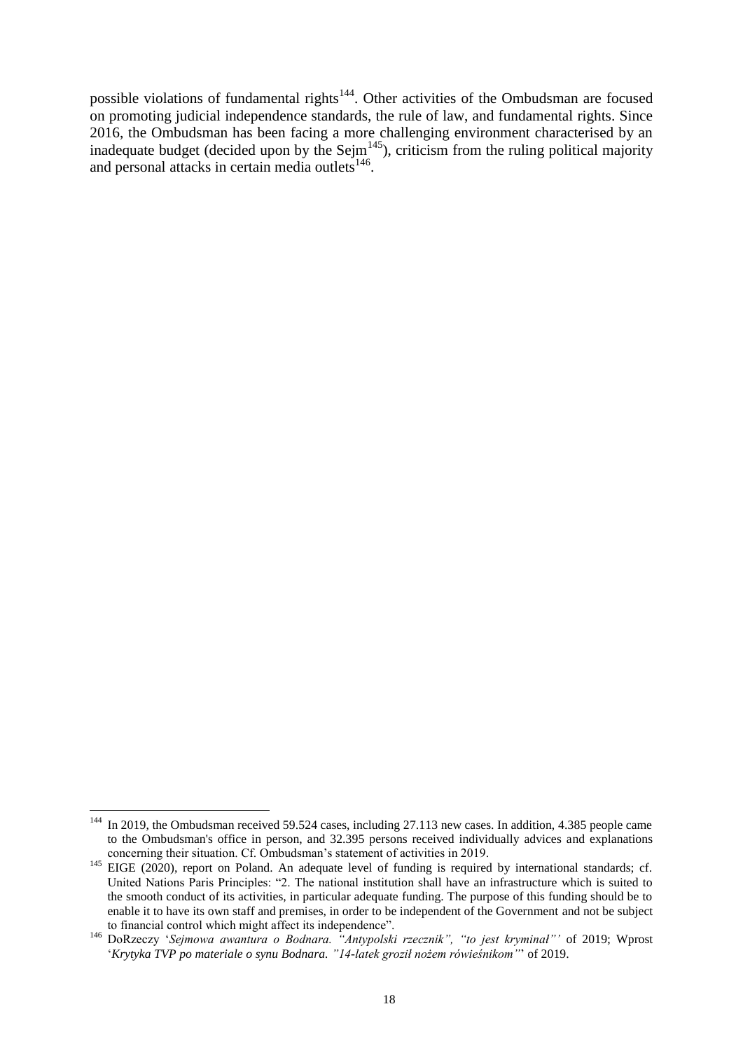possible violations of fundamental rights[144]. Other activities of the Ombudsman are focused on promoting judicial independence standards, the rule of law, and fundamental rights. Since 2016, the Ombudsman has been facing a more challenging environment characterised by an inadequate budget (decided upon by the Sejm[145]), criticism from the ruling political majority and personal attacks in certain media outlets[146].

---

[144] In 2019, the Ombudsman received 59.524 cases, including 27.113 new cases. In addition, 4.385 people came to the Ombudsman's office in person, and 32.395 persons received individually advices and explanations concerning their situation. Cf. Ombudsman's statement of activities in 2019.

[145] EIGE (2020), report on Poland. An adequate level of funding is required by international standards; cf. United Nations Paris Principles: "2. The national institution shall have an infrastructure which is suited to the smooth conduct of its activities, in particular adequate funding. The purpose of this funding should be to enable it to have its own staff and premises, in order to be independent of the Government and not be subject to financial control which might affect its independence".

[146] DoRzeczy '*Sejmowa awantura o Bodnara. "Antypolski rzecznik", "to jest kryminał"'* of 2019; Wprost '*Krytyka TVP po materiale o synu Bodnara. "14-latek groził nożem rówieśnikom"*' of 2019.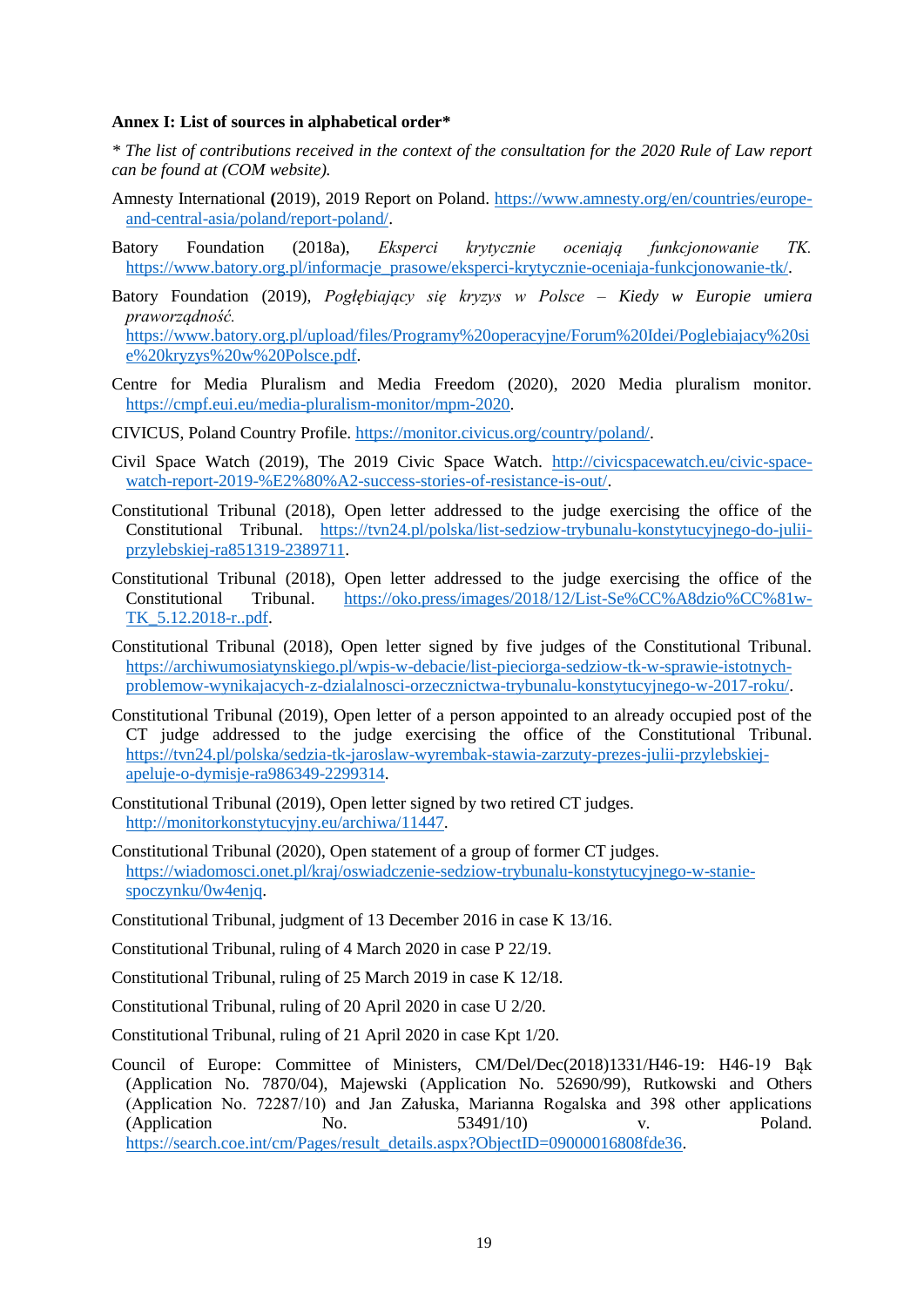**Annex I: List of sources in alphabetical order***

*\* The list of contributions received in the context of the consultation for the 2020 Rule of Law report can be found at (COM website).*

Amnesty International (2019), 2019 Report on Poland. https://www.amnesty.org/en/countries/europe-and-central-asia/poland/report-poland/.

Batory Foundation (2018a), *Eksperci krytycznie oceniają funkcjonowanie TK.* https://www.batory.org.pl/informacje_prasowe/eksperci-krytycznie-oceniaja-funkcjonowanie-tk/.

Batory Foundation (2019), *Pogłębiający się kryzys w Polsce – Kiedy w Europie umiera praworządność.* https://www.batory.org.pl/upload/files/Programy%20operacyjne/Forum%20Idei/Poglebiajacy%20sie%20kryzys%20w%20Polsce.pdf.

Centre for Media Pluralism and Media Freedom (2020), 2020 Media pluralism monitor. https://cmpf.eui.eu/media-pluralism-monitor/mpm-2020.

CIVICUS, Poland Country Profile. https://monitor.civicus.org/country/poland/.

Civil Space Watch (2019), The 2019 Civic Space Watch. http://civicspacewatch.eu/civic-space-watch-report-2019-%E2%80%A2-success-stories-of-resistance-is-out/.

Constitutional Tribunal (2018), Open letter addressed to the judge exercising the office of the Constitutional Tribunal. https://tvn24.pl/polska/list-sedziow-trybunalu-konstytucyjnego-do-julii-przylebskiej-ra851319-2389711.

Constitutional Tribunal (2018), Open letter addressed to the judge exercising the office of the Constitutional Tribunal. https://oko.press/images/2018/12/List-Se%CC%A8dzio%CC%81w-TK_5.12.2018-r..pdf.

Constitutional Tribunal (2018), Open letter signed by five judges of the Constitutional Tribunal. https://archiwumosiatynskiego.pl/wpis-w-debacie/list-pieciorga-sedziow-tk-w-sprawie-istotnych-problemow-wynikajacych-z-dzialalnosci-orzecznictwa-trybunalu-konstytucyjnego-w-2017-roku/.

Constitutional Tribunal (2019), Open letter of a person appointed to an already occupied post of the CT judge addressed to the judge exercising the office of the Constitutional Tribunal. https://tvn24.pl/polska/sedzia-tk-jaroslaw-wyrembak-stawia-zarzuty-prezes-julii-przylebskiej-apeluje-o-dymisje-ra986349-2299314.

Constitutional Tribunal (2019), Open letter signed by two retired CT judges. http://monitorkonstytucyjny.eu/archiwa/11447.

Constitutional Tribunal (2020), Open statement of a group of former CT judges. https://wiadomosci.onet.pl/kraj/oswiadczenie-sedziow-trybunalu-konstytucyjnego-w-stanie-spoczynku/0w4enjq.

Constitutional Tribunal, judgment of 13 December 2016 in case K 13/16.

Constitutional Tribunal, ruling of 4 March 2020 in case P 22/19.

Constitutional Tribunal, ruling of 25 March 2019 in case K 12/18.

Constitutional Tribunal, ruling of 20 April 2020 in case U 2/20.

Constitutional Tribunal, ruling of 21 April 2020 in case Kpt 1/20.

Council of Europe: Committee of Ministers, CM/Del/Dec(2018)1331/H46-19: H46-19 Bąk (Application No. 7870/04), Majewski (Application No. 52690/99), Rutkowski and Others (Application No. 72287/10) and Jan Załuska, Marianna Rogalska and 398 other applications (Application No. 53491/10) v. Poland. https://search.coe.int/cm/Pages/result_details.aspx?ObjectID=09000016808fde36.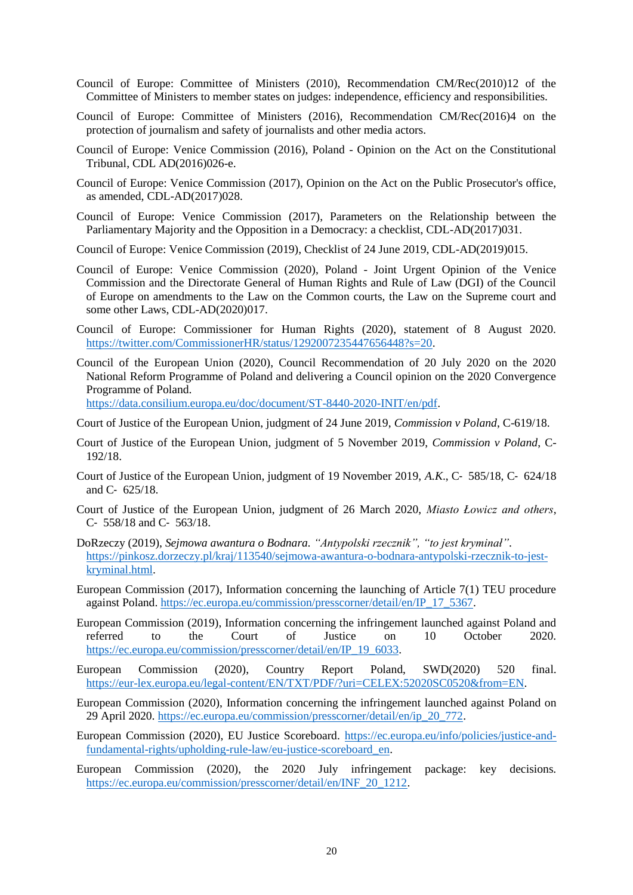Council of Europe: Committee of Ministers (2010), Recommendation CM/Rec(2010)12 of the Committee of Ministers to member states on judges: independence, efficiency and responsibilities.

Council of Europe: Committee of Ministers (2016), Recommendation CM/Rec(2016)4 on the protection of journalism and safety of journalists and other media actors.

Council of Europe: Venice Commission (2016), Poland - Opinion on the Act on the Constitutional Tribunal, CDL AD(2016)026-e.

Council of Europe: Venice Commission (2017), Opinion on the Act on the Public Prosecutor's office, as amended, CDL-AD(2017)028.

Council of Europe: Venice Commission (2017), Parameters on the Relationship between the Parliamentary Majority and the Opposition in a Democracy: a checklist, CDL-AD(2017)031.

Council of Europe: Venice Commission (2019), Checklist of 24 June 2019, CDL-AD(2019)015.

Council of Europe: Venice Commission (2020), Poland - Joint Urgent Opinion of the Venice Commission and the Directorate General of Human Rights and Rule of Law (DGI) of the Council of Europe on amendments to the Law on the Common courts, the Law on the Supreme court and some other Laws, CDL-AD(2020)017.

Council of Europe: Commissioner for Human Rights (2020), statement of 8 August 2020. https://twitter.com/CommissionerHR/status/1292007235447656448?s=20.

Council of the European Union (2020), Council Recommendation of 20 July 2020 on the 2020 National Reform Programme of Poland and delivering a Council opinion on the 2020 Convergence Programme of Poland. https://data.consilium.europa.eu/doc/document/ST-8440-2020-INIT/en/pdf.

Court of Justice of the European Union, judgment of 24 June 2019, *Commission v Poland*, C-619/18.

Court of Justice of the European Union, judgment of 5 November 2019, *Commission v Poland*, C-192/18.

Court of Justice of the European Union, judgment of 19 November 2019, *A.K.*, C‑ 585/18, C‑ 624/18 and C‑ 625/18.

Court of Justice of the European Union, judgment of 26 March 2020, *Miasto Łowicz and others*, C‑ 558/18 and C‑ 563/18.

DoRzeczy (2019), *Sejmowa awantura o Bodnara. "Antypolski rzecznik", "to jest kryminał"*. https://pinkosz.dorzeczy.pl/kraj/113540/sejmowa-awantura-o-bodnara-antypolski-rzecznik-to-jest-kryminal.html.

European Commission (2017), Information concerning the launching of Article 7(1) TEU procedure against Poland. https://ec.europa.eu/commission/presscorner/detail/en/IP_17_5367.

European Commission (2019), Information concerning the infringement launched against Poland and referred to the Court of Justice on 10 October 2020. https://ec.europa.eu/commission/presscorner/detail/en/IP_19_6033.

European Commission (2020), Country Report Poland, SWD(2020) 520 final. https://eur-lex.europa.eu/legal-content/EN/TXT/PDF/?uri=CELEX:52020SC0520&from=EN.

European Commission (2020), Information concerning the infringement launched against Poland on 29 April 2020. https://ec.europa.eu/commission/presscorner/detail/en/ip_20_772.

European Commission (2020), EU Justice Scoreboard. https://ec.europa.eu/info/policies/justice-and-fundamental-rights/upholding-rule-law/eu-justice-scoreboard_en.

European Commission (2020), the 2020 July infringement package: key decisions. https://ec.europa.eu/commission/presscorner/detail/en/INF_20_1212.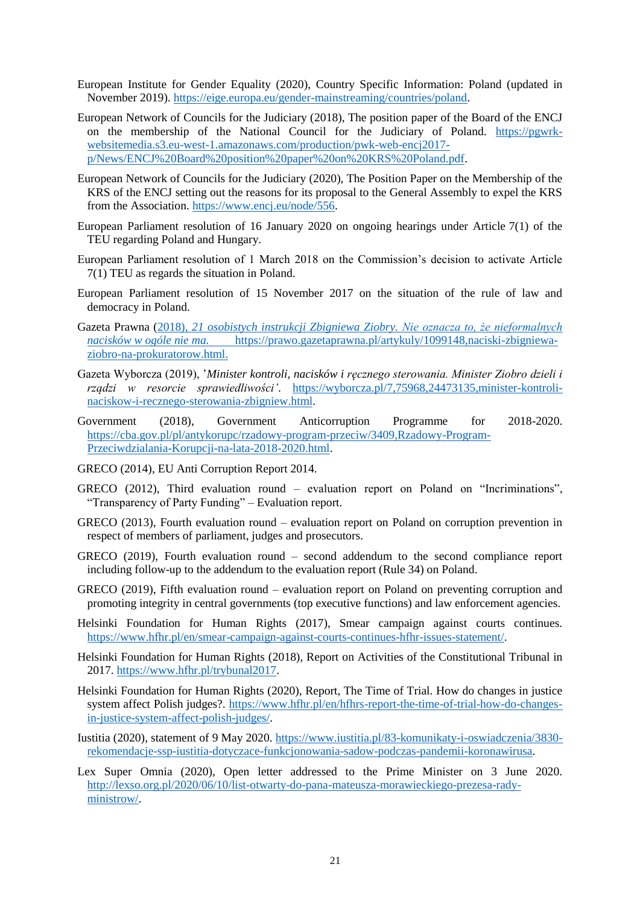European Institute for Gender Equality (2020), Country Specific Information: Poland (updated in November 2019). https://eige.europa.eu/gender-mainstreaming/countries/poland.

European Network of Councils for the Judiciary (2018), The position paper of the Board of the ENCJ on the membership of the National Council for the Judiciary of Poland. https://pgwrk-websitemedia.s3.eu-west-1.amazonaws.com/production/pwk-web-encj2017-p/News/ENCJ%20Board%20position%20paper%20on%20KRS%20Poland.pdf.

European Network of Councils for the Judiciary (2020), The Position Paper on the Membership of the KRS of the ENCJ setting out the reasons for its proposal to the General Assembly to expel the KRS from the Association. https://www.encj.eu/node/556.

European Parliament resolution of 16 January 2020 on ongoing hearings under Article 7(1) of the TEU regarding Poland and Hungary.

European Parliament resolution of 1 March 2018 on the Commission's decision to activate Article 7(1) TEU as regards the situation in Poland.

European Parliament resolution of 15 November 2017 on the situation of the rule of law and democracy in Poland.

Gazeta Prawna (2018), *21 osobistych instrukcji Zbigniewa Ziobry. Nie oznacza to, że nieformalnych nacisków w ogóle nie ma.* https://prawo.gazetaprawna.pl/artykuly/1099148,naciski-zbigniewa-ziobro-na-prokuratorow.html.

Gazeta Wyborcza (2019), '*Minister kontroli, nacisków i ręcznego sterowania. Minister Ziobro dzieli i rządzi w resorcie sprawiedliwości'*. https://wyborcza.pl/7,75968,24473135,minister-kontroli-naciskow-i-recznego-sterowania-zbigniew.html.

Government (2018), Government Anticorruption Programme for 2018-2020. https://cba.gov.pl/pl/antykorupc/rzadowy-program-przeciw/3409,Rzadowy-Program-Przeciwdzialania-Korupcji-na-lata-2018-2020.html.

GRECO (2014), EU Anti Corruption Report 2014.

GRECO (2012), Third evaluation round – evaluation report on Poland on "Incriminations", "Transparency of Party Funding" – Evaluation report.

GRECO (2013), Fourth evaluation round – evaluation report on Poland on corruption prevention in respect of members of parliament, judges and prosecutors.

GRECO (2019), Fourth evaluation round – second addendum to the second compliance report including follow-up to the addendum to the evaluation report (Rule 34) on Poland.

GRECO (2019), Fifth evaluation round – evaluation report on Poland on preventing corruption and promoting integrity in central governments (top executive functions) and law enforcement agencies.

Helsinki Foundation for Human Rights (2017), Smear campaign against courts continues. https://www.hfhr.pl/en/smear-campaign-against-courts-continues-hfhr-issues-statement/.

Helsinki Foundation for Human Rights (2018), Report on Activities of the Constitutional Tribunal in 2017. https://www.hfhr.pl/trybunal2017.

Helsinki Foundation for Human Rights (2020), Report, The Time of Trial. How do changes in justice system affect Polish judges?. https://www.hfhr.pl/en/hfhrs-report-the-time-of-trial-how-do-changes-in-justice-system-affect-polish-judges/.

Iustitia (2020), statement of 9 May 2020. https://www.iustitia.pl/83-komunikaty-i-oswiadczenia/3830-rekomendacje-ssp-iustitia-dotyczace-funkcjonowania-sadow-podczas-pandemii-koronawirusa.

Lex Super Omnia (2020), Open letter addressed to the Prime Minister on 3 June 2020. http://lexso.org.pl/2020/06/10/list-otwarty-do-pana-mateusza-morawieckiego-prezesa-rady-ministrow/.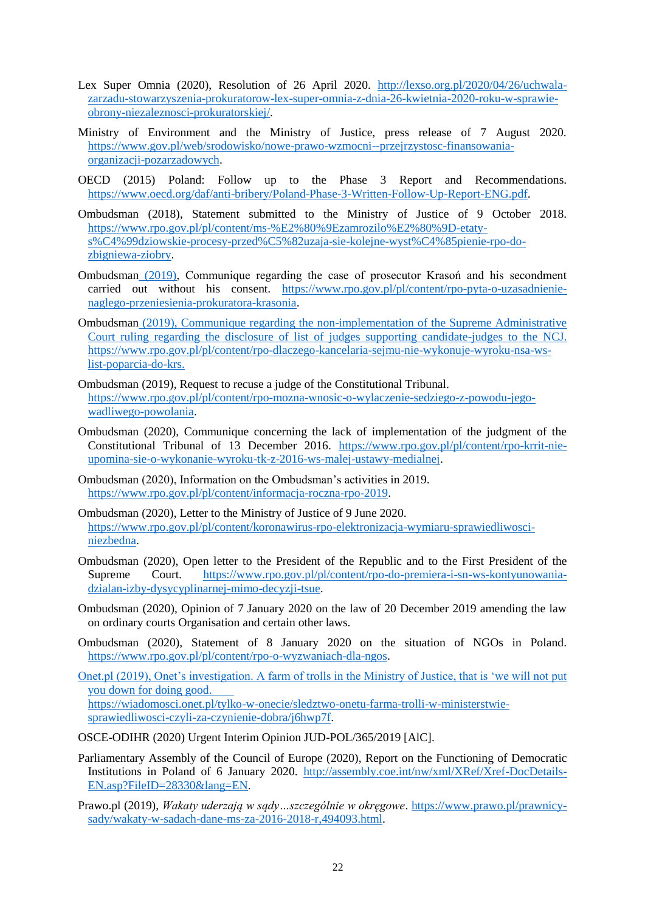Lex Super Omnia (2020), Resolution of 26 April 2020. http://lexso.org.pl/2020/04/26/uchwala-zarzadu-stowarzyszenia-prokuratorow-lex-super-omnia-z-dnia-26-kwietnia-2020-roku-w-sprawie-obrony-niezaleznosci-prokuratorskiej/.

Ministry of Environment and the Ministry of Justice, press release of 7 August 2020. https://www.gov.pl/web/srodowisko/nowe-prawo-wzmocni--przejrzystosc-finansowania-organizacji-pozarzadowych.

OECD (2015) Poland: Follow up to the Phase 3 Report and Recommendations. https://www.oecd.org/daf/anti-bribery/Poland-Phase-3-Written-Follow-Up-Report-ENG.pdf.

Ombudsman (2018), Statement submitted to the Ministry of Justice of 9 October 2018. https://www.rpo.gov.pl/pl/content/ms-%E2%80%9Ezamrozilo%E2%80%9D-etaty-s%C4%99dziowskie-procesy-przed%C5%82uzaja-sie-kolejne-wyst%C4%85pienie-rpo-do-zbigniewa-ziobry.

Ombudsman (2019), Communique regarding the case of prosecutor Krasoń and his secondment carried out without his consent. https://www.rpo.gov.pl/pl/content/rpo-pyta-o-uzasadnienie-naglego-przeniesienia-prokuratora-krasonia.

Ombudsman (2019), Communique regarding the non-implementation of the Supreme Administrative Court ruling regarding the disclosure of list of judges supporting candidate-judges to the NCJ. https://www.rpo.gov.pl/pl/content/rpo-dlaczego-kancelaria-sejmu-nie-wykonuje-wyroku-nsa-ws-list-poparcia-do-krs.

Ombudsman (2019), Request to recuse a judge of the Constitutional Tribunal. https://www.rpo.gov.pl/pl/content/rpo-mozna-wnosic-o-wylaczenie-sedziego-z-powodu-jego-wadliwego-powolania.

Ombudsman (2020), Communique concerning the lack of implementation of the judgment of the Constitutional Tribunal of 13 December 2016. https://www.rpo.gov.pl/pl/content/rpo-krrit-nie-upomina-sie-o-wykonanie-wyroku-tk-z-2016-ws-malej-ustawy-medialnej.

Ombudsman (2020), Information on the Ombudsman's activities in 2019. https://www.rpo.gov.pl/pl/content/informacja-roczna-rpo-2019.

Ombudsman (2020), Letter to the Ministry of Justice of 9 June 2020. https://www.rpo.gov.pl/pl/content/koronawirus-rpo-elektronizacja-wymiaru-sprawiedliwosci-niezbedna.

Ombudsman (2020), Open letter to the President of the Republic and to the First President of the Supreme Court. https://www.rpo.gov.pl/pl/content/rpo-do-premiera-i-sn-ws-kontyunowania-dzialan-izby-dysycyplinarnej-mimo-decyzji-tsue.

Ombudsman (2020), Opinion of 7 January 2020 on the law of 20 December 2019 amending the law on ordinary courts Organisation and certain other laws.

Ombudsman (2020), Statement of 8 January 2020 on the situation of NGOs in Poland. https://www.rpo.gov.pl/pl/content/rpo-o-wyzwaniach-dla-ngos.

Onet.pl (2019), Onet's investigation. A farm of trolls in the Ministry of Justice, that is 'we will not put you down for doing good. https://wiadomosci.onet.pl/tylko-w-onecie/sledztwo-onetu-farma-trolli-w-ministerstwie-sprawiedliwosci-czyli-za-czynienie-dobra/j6hwp7f.

OSCE-ODIHR (2020) Urgent Interim Opinion JUD-POL/365/2019 [AlC].

Parliamentary Assembly of the Council of Europe (2020), Report on the Functioning of Democratic Institutions in Poland of 6 January 2020. http://assembly.coe.int/nw/xml/XRef/Xref-DocDetails-EN.asp?FileID=28330&lang=EN.

Prawo.pl (2019), *Wakaty uderzają w sądy…szczególnie w okręgowe*. https://www.prawo.pl/prawnicy-sady/wakaty-w-sadach-dane-ms-za-2016-2018-r,494093.html.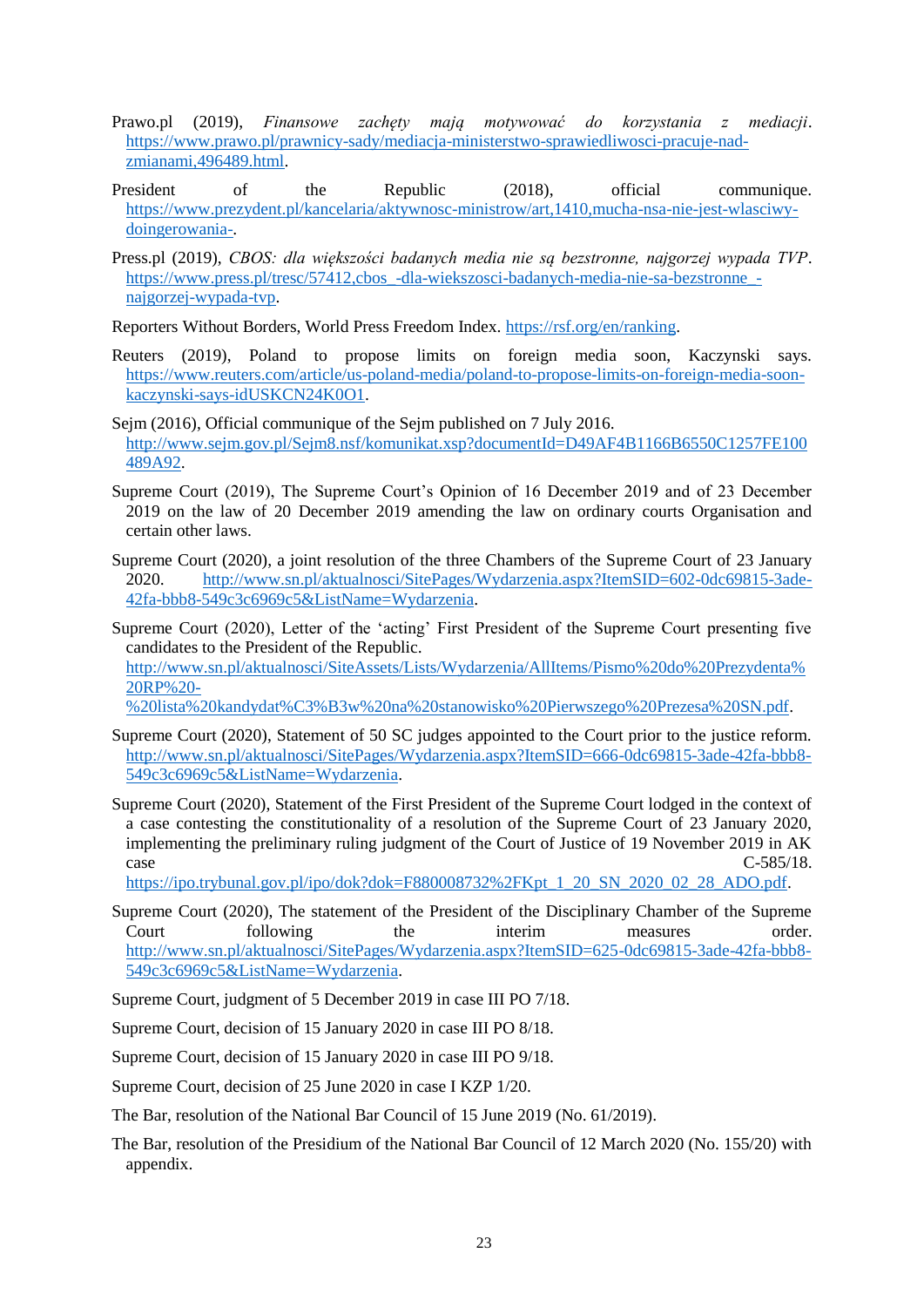Prawo.pl (2019), *Finansowe zachęty mają motywować do korzystania z mediacji*. https://www.prawo.pl/prawnicy-sady/mediacja-ministerstwo-sprawiedliwosci-pracuje-nad-zmianami,496489.html.

President of the Republic (2018), official communique. https://www.prezydent.pl/kancelaria/aktywnosc-ministrow/art,1410,mucha-nsa-nie-jest-wlasciwy-doingerowania-.

Press.pl (2019), *CBOS: dla większości badanych media nie są bezstronne, najgorzej wypada TVP*. https://www.press.pl/tresc/57412,cbos_-dla-wiekszosci-badanych-media-nie-sa-bezstronne_-najgorzej-wypada-tvp.

Reporters Without Borders, World Press Freedom Index. https://rsf.org/en/ranking.

Reuters (2019), Poland to propose limits on foreign media soon, Kaczynski says. https://www.reuters.com/article/us-poland-media/poland-to-propose-limits-on-foreign-media-soon-kaczynski-says-idUSKCN24K0O1.

Sejm (2016), Official communique of the Sejm published on 7 July 2016. http://www.sejm.gov.pl/Sejm8.nsf/komunikat.xsp?documentId=D49AF4B1166B6550C1257FE100489A92.

Supreme Court (2019), The Supreme Court's Opinion of 16 December 2019 and of 23 December 2019 on the law of 20 December 2019 amending the law on ordinary courts Organisation and certain other laws.

Supreme Court (2020), a joint resolution of the three Chambers of the Supreme Court of 23 January 2020. http://www.sn.pl/aktualnosci/SitePages/Wydarzenia.aspx?ItemSID=602-0dc69815-3ade-42fa-bbb8-549c3c6969c5&ListName=Wydarzenia.

Supreme Court (2020), Letter of the 'acting' First President of the Supreme Court presenting five candidates to the President of the Republic. http://www.sn.pl/aktualnosci/SiteAssets/Lists/Wydarzenia/AllItems/Pismo%20do%20Prezydenta%20RP%20-%20lista%20kandydat%C3%B3w%20na%20stanowisko%20Pierwszego%20Prezesa%20SN.pdf.

Supreme Court (2020), Statement of 50 SC judges appointed to the Court prior to the justice reform. http://www.sn.pl/aktualnosci/SitePages/Wydarzenia.aspx?ItemSID=666-0dc69815-3ade-42fa-bbb8-549c3c6969c5&ListName=Wydarzenia.

Supreme Court (2020), Statement of the First President of the Supreme Court lodged in the context of a case contesting the constitutionality of a resolution of the Supreme Court of 23 January 2020, implementing the preliminary ruling judgment of the Court of Justice of 19 November 2019 in AK case C-585/18. https://ipo.trybunal.gov.pl/ipo/dok?dok=F880008732%2FKpt_1_20_SN_2020_02_28_ADO.pdf.

Supreme Court (2020), The statement of the President of the Disciplinary Chamber of the Supreme Court following the interim measures order. http://www.sn.pl/aktualnosci/SitePages/Wydarzenia.aspx?ItemSID=625-0dc69815-3ade-42fa-bbb8-549c3c6969c5&ListName=Wydarzenia.

Supreme Court, judgment of 5 December 2019 in case III PO 7/18.

Supreme Court, decision of 15 January 2020 in case III PO 8/18.

Supreme Court, decision of 15 January 2020 in case III PO 9/18.

Supreme Court, decision of 25 June 2020 in case I KZP 1/20.

The Bar, resolution of the National Bar Council of 15 June 2019 (No. 61/2019).

The Bar, resolution of the Presidium of the National Bar Council of 12 March 2020 (No. 155/20) with appendix.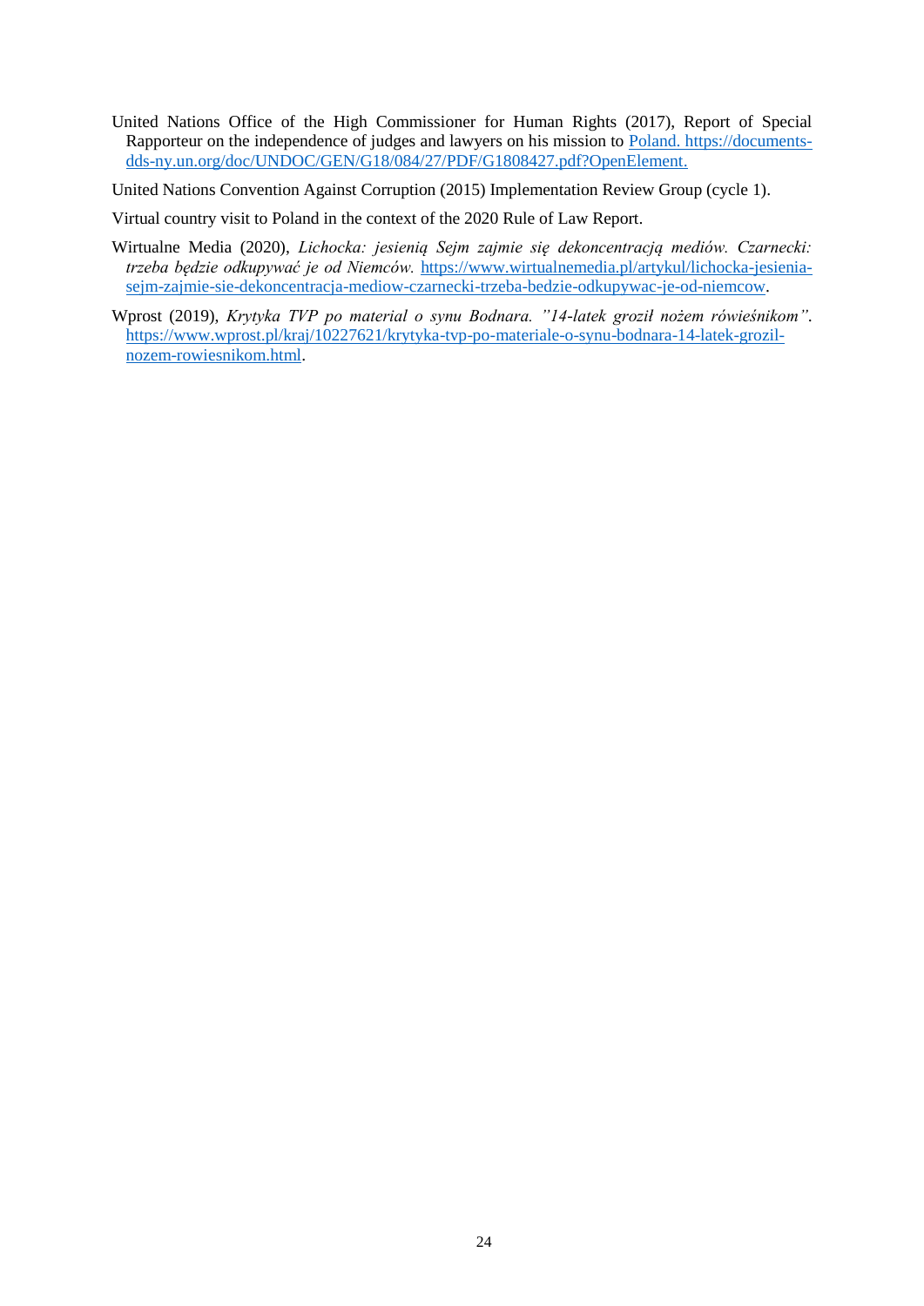United Nations Office of the High Commissioner for Human Rights (2017), Report of Special Rapporteur on the independence of judges and lawyers on his mission to Poland. https://documents-dds-ny.un.org/doc/UNDOC/GEN/G18/084/27/PDF/G1808427.pdf?OpenElement.

United Nations Convention Against Corruption (2015) Implementation Review Group (cycle 1).

Virtual country visit to Poland in the context of the 2020 Rule of Law Report.

Wirtualne Media (2020), *Lichocka: jesienią Sejm zajmie się dekoncentracją mediów. Czarnecki: trzeba będzie odkupywać je od Niemców.* https://www.wirtualnemedia.pl/artykul/lichocka-jesienia-sejm-zajmie-sie-dekoncentracja-mediow-czarnecki-trzeba-bedzie-odkupywac-je-od-niemcow.

Wprost (2019), *Krytyka TVP po material o synu Bodnara. "14-latek groził nożem rówieśnikom"*. https://www.wprost.pl/kraj/10227621/krytyka-tvp-po-materiale-o-synu-bodnara-14-latek-grozil-nozem-rowiesnikom.html.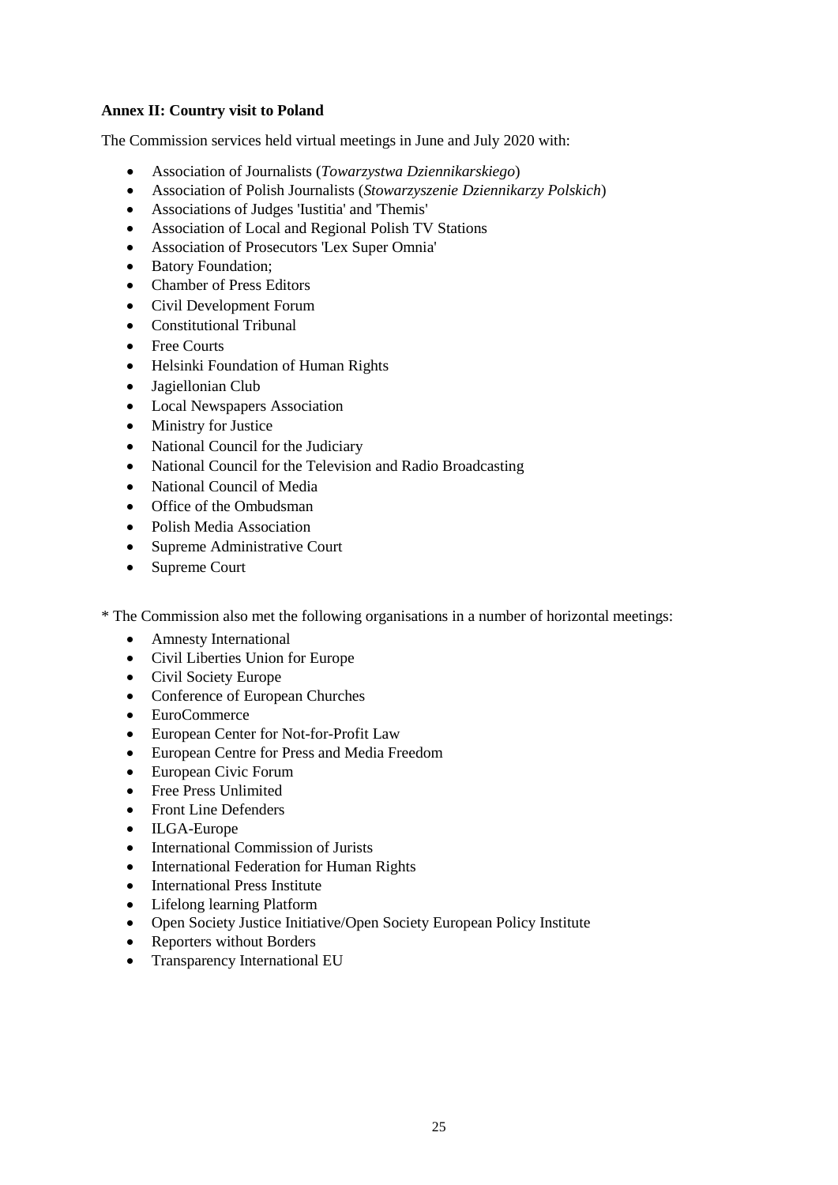**Annex II: Country visit to Poland**

The Commission services held virtual meetings in June and July 2020 with:

- Association of Journalists (*Towarzystwa Dziennikarskiego*)
- Association of Polish Journalists (*Stowarzyszenie Dziennikarzy Polskich*)
- Associations of Judges 'Iustitia' and 'Themis'
- Association of Local and Regional Polish TV Stations
- Association of Prosecutors 'Lex Super Omnia'
- Batory Foundation;
- Chamber of Press Editors
- Civil Development Forum
- Constitutional Tribunal
- Free Courts
- Helsinki Foundation of Human Rights
- Jagiellonian Club
- Local Newspapers Association
- Ministry for Justice
- National Council for the Judiciary
- National Council for the Television and Radio Broadcasting
- National Council of Media
- Office of the Ombudsman
- Polish Media Association
- Supreme Administrative Court
- Supreme Court

* The Commission also met the following organisations in a number of horizontal meetings:

- Amnesty International
- Civil Liberties Union for Europe
- Civil Society Europe
- Conference of European Churches
- EuroCommerce
- European Center for Not-for-Profit Law
- European Centre for Press and Media Freedom
- European Civic Forum
- Free Press Unlimited
- Front Line Defenders
- ILGA-Europe
- International Commission of Jurists
- International Federation for Human Rights
- International Press Institute
- Lifelong learning Platform
- Open Society Justice Initiative/Open Society European Policy Institute
- Reporters without Borders
- Transparency International EU